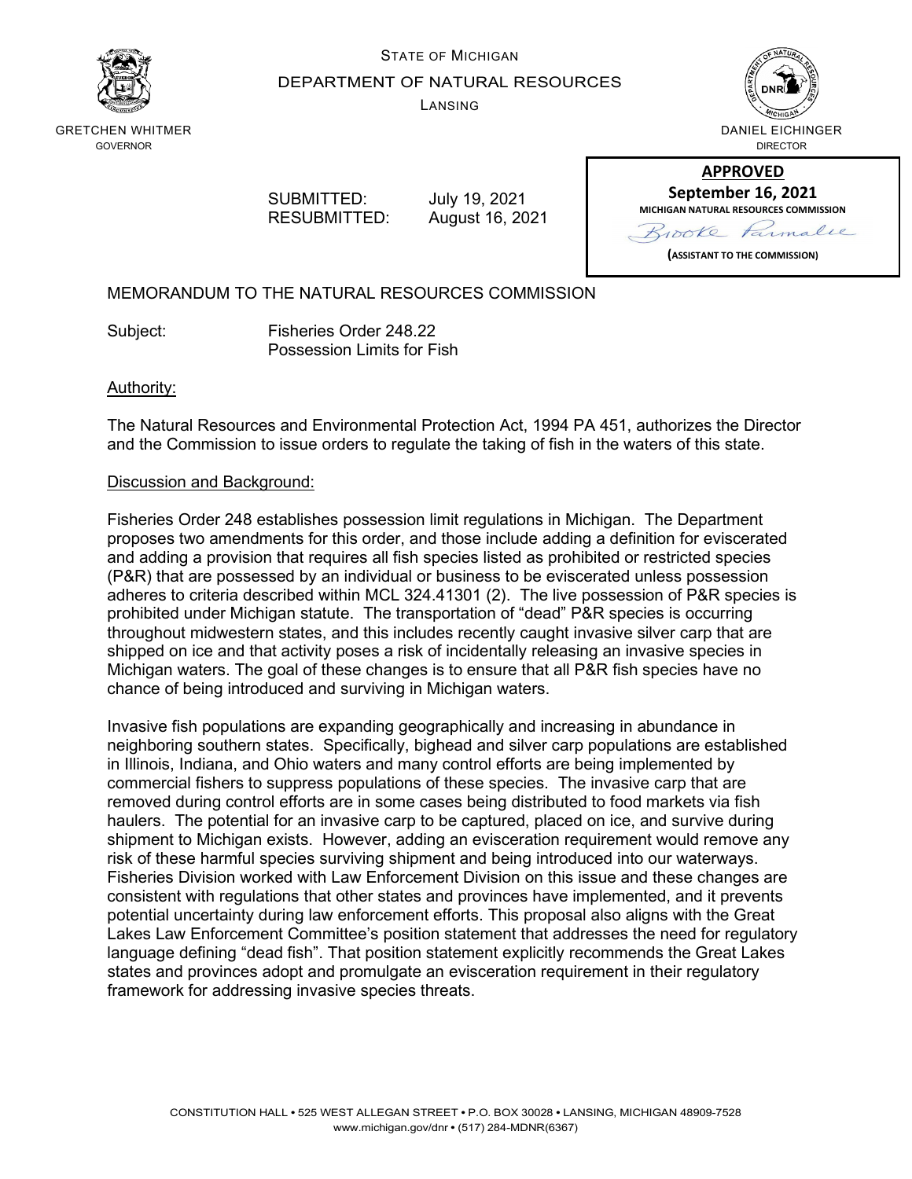STATE OF MICHIGAN

DEPARTMENT OF NATURAL RESOURCES

LANSING

GRETCHEN WHITMER
GOVERNOR

DANIEL EICHINGER
DIRECTOR

**APPROVED**
**September 16, 2021**
**MICHIGAN NATURAL RESOURCES COMMISSION**
Brooke Parmalee
**(ASSISTANT TO THE COMMISSION)**

SUBMITTED: July 19, 2021
RESUBMITTED: August 16, 2021

MEMORANDUM TO THE NATURAL RESOURCES COMMISSION

Subject: Fisheries Order 248.22
Possession Limits for Fish

Authority:

The Natural Resources and Environmental Protection Act, 1994 PA 451, authorizes the Director and the Commission to issue orders to regulate the taking of fish in the waters of this state.

Discussion and Background:

Fisheries Order 248 establishes possession limit regulations in Michigan. The Department proposes two amendments for this order, and those include adding a definition for eviscerated and adding a provision that requires all fish species listed as prohibited or restricted species (P&R) that are possessed by an individual or business to be eviscerated unless possession adheres to criteria described within MCL 324.41301 (2). The live possession of P&R species is prohibited under Michigan statute. The transportation of "dead" P&R species is occurring throughout midwestern states, and this includes recently caught invasive silver carp that are shipped on ice and that activity poses a risk of incidentally releasing an invasive species in Michigan waters. The goal of these changes is to ensure that all P&R fish species have no chance of being introduced and surviving in Michigan waters.

Invasive fish populations are expanding geographically and increasing in abundance in neighboring southern states. Specifically, bighead and silver carp populations are established in Illinois, Indiana, and Ohio waters and many control efforts are being implemented by commercial fishers to suppress populations of these species. The invasive carp that are removed during control efforts are in some cases being distributed to food markets via fish haulers. The potential for an invasive carp to be captured, placed on ice, and survive during shipment to Michigan exists. However, adding an evisceration requirement would remove any risk of these harmful species surviving shipment and being introduced into our waterways. Fisheries Division worked with Law Enforcement Division on this issue and these changes are consistent with regulations that other states and provinces have implemented, and it prevents potential uncertainty during law enforcement efforts. This proposal also aligns with the Great Lakes Law Enforcement Committee's position statement that addresses the need for regulatory language defining "dead fish". That position statement explicitly recommends the Great Lakes states and provinces adopt and promulgate an evisceration requirement in their regulatory framework for addressing invasive species threats.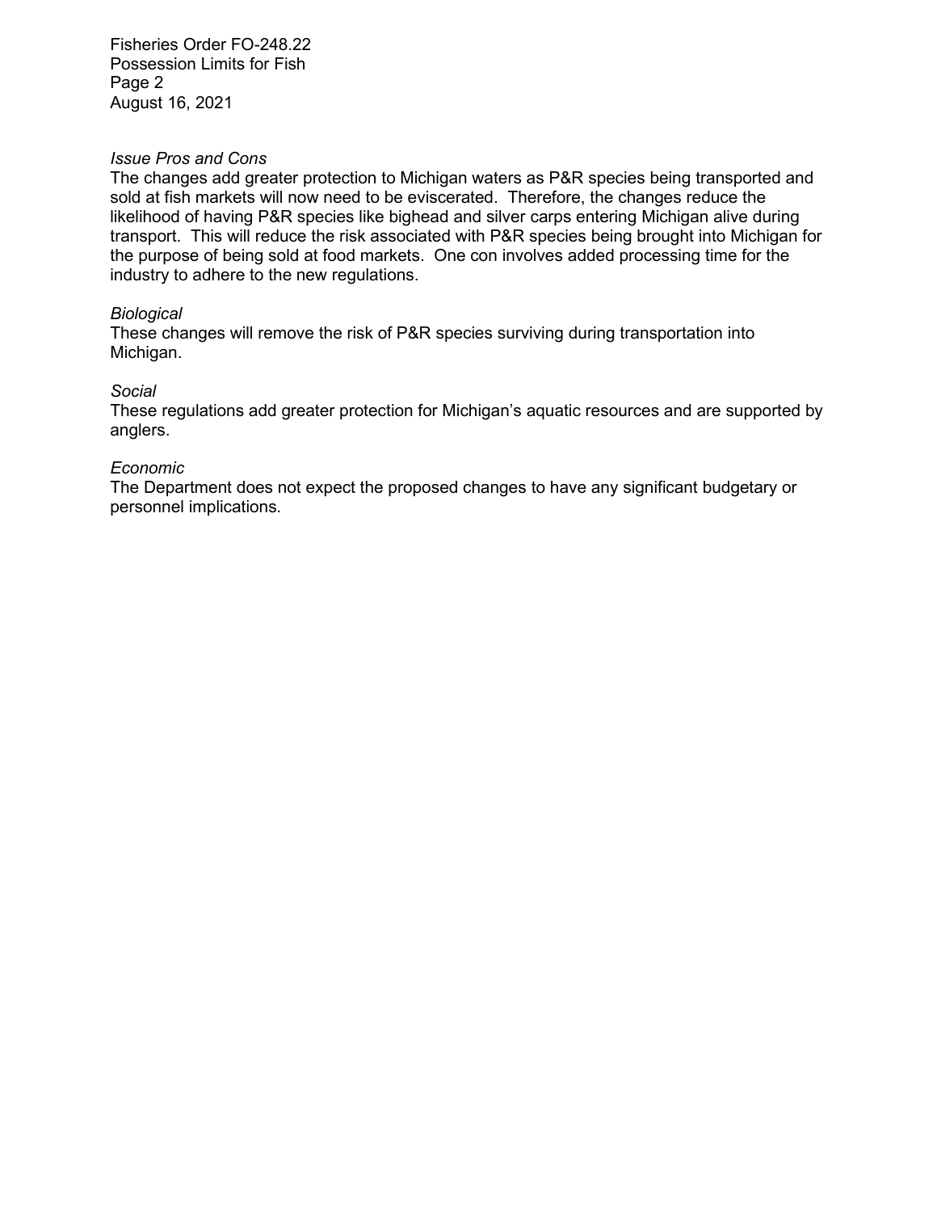*Issue Pros and Cons*
The changes add greater protection to Michigan waters as P&R species being transported and sold at fish markets will now need to be eviscerated. Therefore, the changes reduce the likelihood of having P&R species like bighead and silver carps entering Michigan alive during transport. This will reduce the risk associated with P&R species being brought into Michigan for the purpose of being sold at food markets. One con involves added processing time for the industry to adhere to the new regulations.

*Biological*
These changes will remove the risk of P&R species surviving during transportation into Michigan.

*Social*
These regulations add greater protection for Michigan's aquatic resources and are supported by anglers.

*Economic*
The Department does not expect the proposed changes to have any significant budgetary or personnel implications.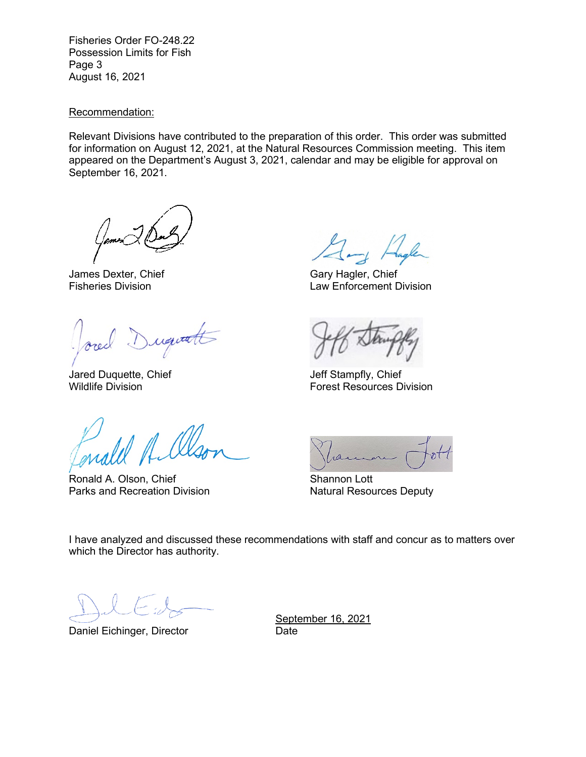Fisheries Order FO-248.22
Possession Limits for Fish
August 16, 2021

Recommendation:

Relevant Divisions have contributed to the preparation of this order. This order was submitted for information on August 12, 2021, at the Natural Resources Commission meeting. This item appeared on the Department's August 3, 2021, calendar and may be eligible for approval on September 16, 2021.

James Dexter, Chief
Fisheries Division

Gary Hagler, Chief
Law Enforcement Division

Jared Duquette, Chief
Wildlife Division

Jeff Stampfly, Chief
Forest Resources Division

Ronald A. Olson, Chief
Parks and Recreation Division

Shannon Lott
Natural Resources Deputy

I have analyzed and discussed these recommendations with staff and concur as to matters over which the Director has authority.

Daniel Eichinger, Director

September 16, 2021
Date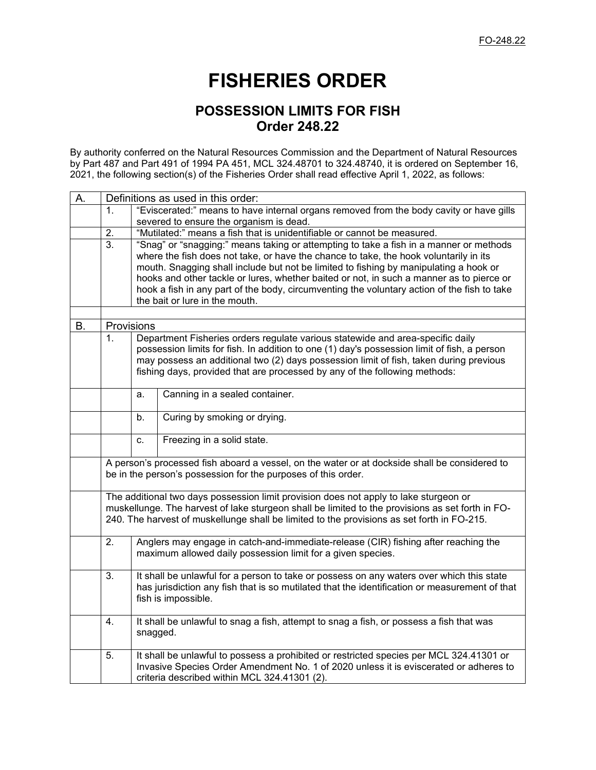FO-248.22

# FISHERIES ORDER

## POSSESSION LIMITS FOR FISH
## Order 248.22

By authority conferred on the Natural Resources Commission and the Department of Natural Resources by Part 487 and Part 491 of 1994 PA 451, MCL 324.48701 to 324.48740, it is ordered on September 16, 2021, the following section(s) of the Fisheries Order shall read effective April 1, 2022, as follows:

| | | | |
|---|---|---|---|
| A. | Definitions as used in this order: | | |
| | 1. | "Eviscerated:" means to have internal organs removed from the body cavity or have gills severed to ensure the organism is dead. | |
| | 2. | "Mutilated:" means a fish that is unidentifiable or cannot be measured. | |
| | 3. | "Snag" or "snagging:" means taking or attempting to take a fish in a manner or methods where the fish does not take, or have the chance to take, the hook voluntarily in its mouth. Snagging shall include but not be limited to fishing by manipulating a hook or hooks and other tackle or lures, whether baited or not, in such a manner as to pierce or hook a fish in any part of the body, circumventing the voluntary action of the fish to take the bait or lure in the mouth. | |
| | | | |
| B. | Provisions | | |
| | 1. | Department Fisheries orders regulate various statewide and area-specific daily possession limits for fish. In addition to one (1) day's possession limit of fish, a person may possess an additional two (2) days possession limit of fish, taken during previous fishing days, provided that are processed by any of the following methods: | |
| | | a. | Canning in a sealed container. |
| | | b. | Curing by smoking or drying. |
| | | c. | Freezing in a solid state. |
| | A person's processed fish aboard a vessel, on the water or at dockside shall be considered to be in the person's possession for the purposes of this order. | | |
| | The additional two days possession limit provision does not apply to lake sturgeon or muskellunge. The harvest of lake sturgeon shall be limited to the provisions as set forth in FO-240. The harvest of muskellunge shall be limited to the provisions as set forth in FO-215. | | |
| | 2. | Anglers may engage in catch-and-immediate-release (CIR) fishing after reaching the maximum allowed daily possession limit for a given species. | |
| | 3. | It shall be unlawful for a person to take or possess on any waters over which this state has jurisdiction any fish that is so mutilated that the identification or measurement of that fish is impossible. | |
| | 4. | It shall be unlawful to snag a fish, attempt to snag a fish, or possess a fish that was snagged. | |
| | 5. | It shall be unlawful to possess a prohibited or restricted species per MCL 324.41301 or Invasive Species Order Amendment No. 1 of 2020 unless it is eviscerated or adheres to criteria described within MCL 324.41301 (2). | |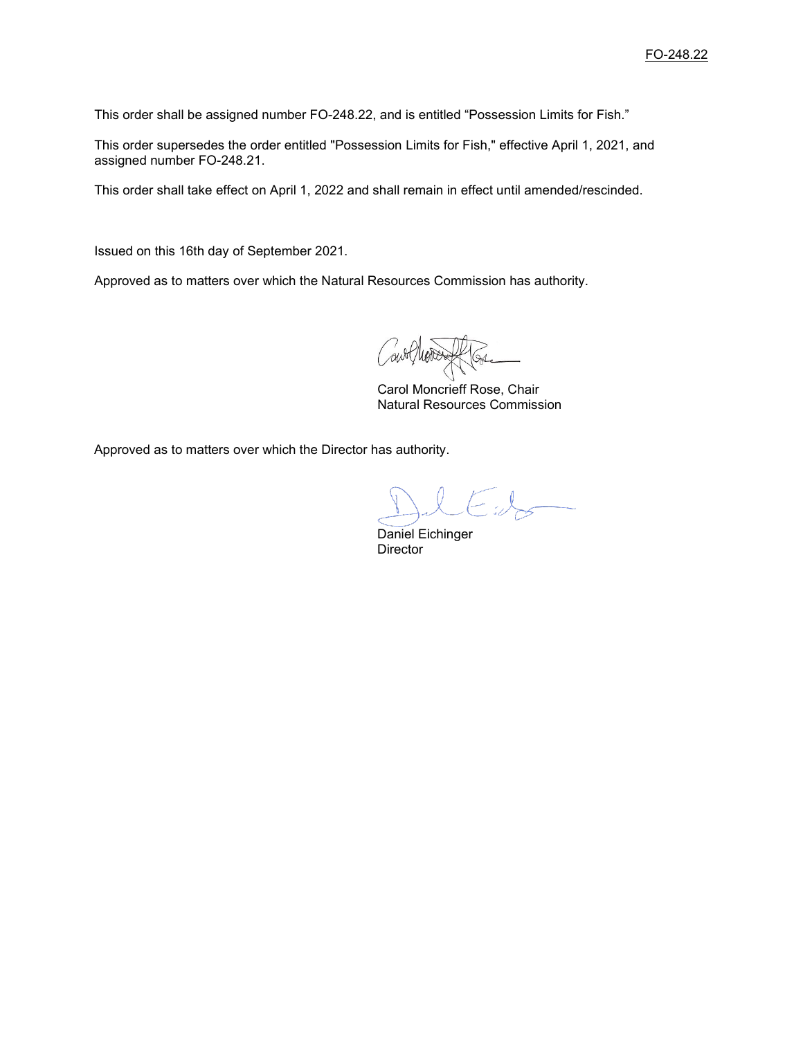FO-248.22

This order shall be assigned number FO-248.22, and is entitled “Possession Limits for Fish.”

This order supersedes the order entitled "Possession Limits for Fish," effective April 1, 2021, and assigned number FO-248.21.

This order shall take effect on April 1, 2022 and shall remain in effect until amended/rescinded.

Issued on this 16th day of September 2021.

Approved as to matters over which the Natural Resources Commission has authority.

Carol Moncrieff Rose, Chair
Natural Resources Commission

Approved as to matters over which the Director has authority.

Daniel Eichinger
Director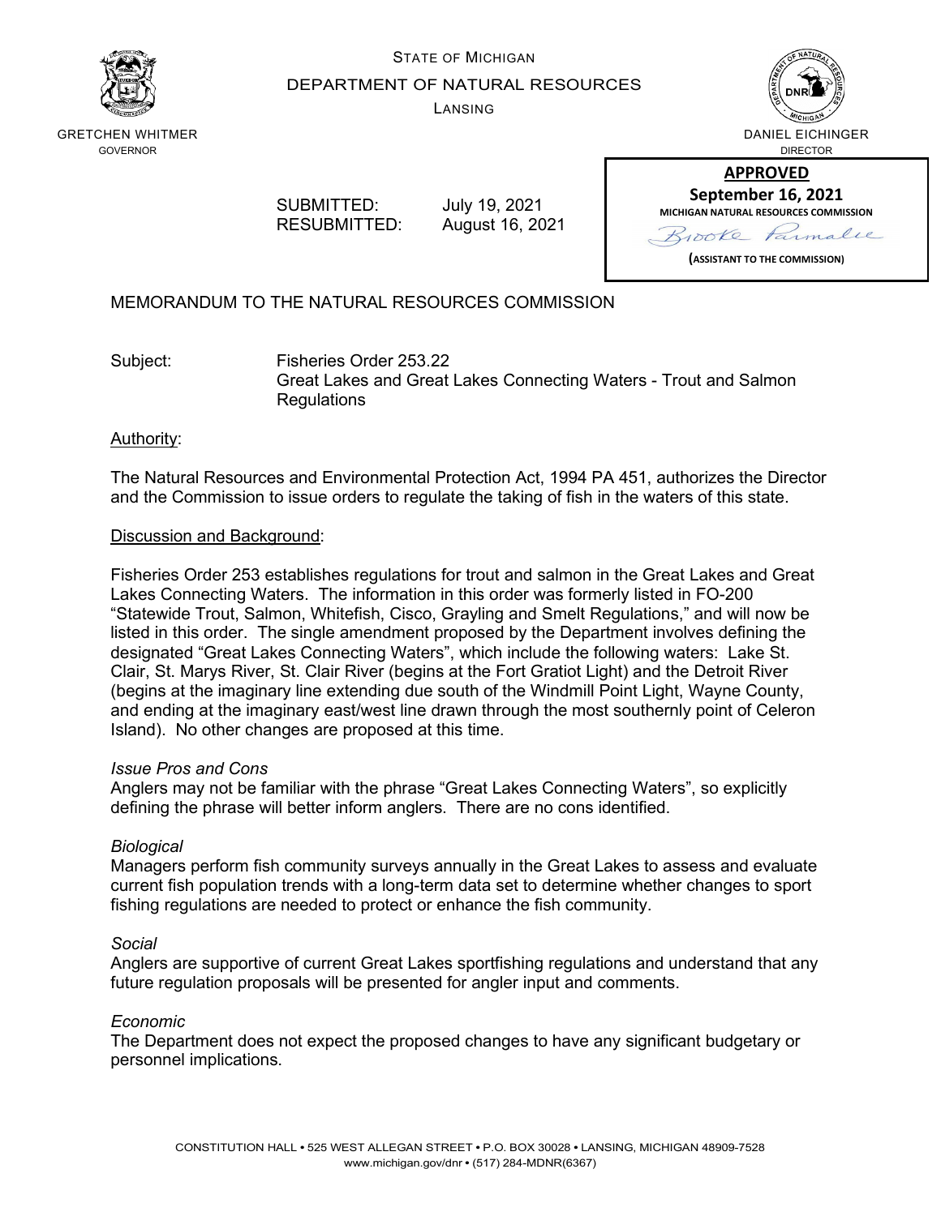STATE OF MICHIGAN

DEPARTMENT OF NATURAL RESOURCES

LANSING

GRETCHEN WHITMER
GOVERNOR

DANIEL EICHINGER
DIRECTOR

**APPROVED**
**September 16, 2021**
**MICHIGAN NATURAL RESOURCES COMMISSION**
Brooke Parmalee
**(ASSISTANT TO THE COMMISSION)**

SUBMITTED: July 19, 2021
RESUBMITTED: August 16, 2021

MEMORANDUM TO THE NATURAL RESOURCES COMMISSION

Subject: Fisheries Order 253.22
Great Lakes and Great Lakes Connecting Waters - Trout and Salmon Regulations

Authority:

The Natural Resources and Environmental Protection Act, 1994 PA 451, authorizes the Director and the Commission to issue orders to regulate the taking of fish in the waters of this state.

Discussion and Background:

Fisheries Order 253 establishes regulations for trout and salmon in the Great Lakes and Great Lakes Connecting Waters. The information in this order was formerly listed in FO-200 "Statewide Trout, Salmon, Whitefish, Cisco, Grayling and Smelt Regulations," and will now be listed in this order. The single amendment proposed by the Department involves defining the designated "Great Lakes Connecting Waters", which include the following waters: Lake St. Clair, St. Marys River, St. Clair River (begins at the Fort Gratiot Light) and the Detroit River (begins at the imaginary line extending due south of the Windmill Point Light, Wayne County, and ending at the imaginary east/west line drawn through the most southernly point of Celeron Island). No other changes are proposed at this time.

*Issue Pros and Cons*
Anglers may not be familiar with the phrase "Great Lakes Connecting Waters", so explicitly defining the phrase will better inform anglers. There are no cons identified.

*Biological*
Managers perform fish community surveys annually in the Great Lakes to assess and evaluate current fish population trends with a long-term data set to determine whether changes to sport fishing regulations are needed to protect or enhance the fish community.

*Social*
Anglers are supportive of current Great Lakes sportfishing regulations and understand that any future regulation proposals will be presented for angler input and comments.

*Economic*
The Department does not expect the proposed changes to have any significant budgetary or personnel implications.

CONSTITUTION HALL • 525 WEST ALLEGAN STREET • P.O. BOX 30028 • LANSING, MICHIGAN 48909-7528
www.michigan.gov/dnr • (517) 284-MDNR(6367)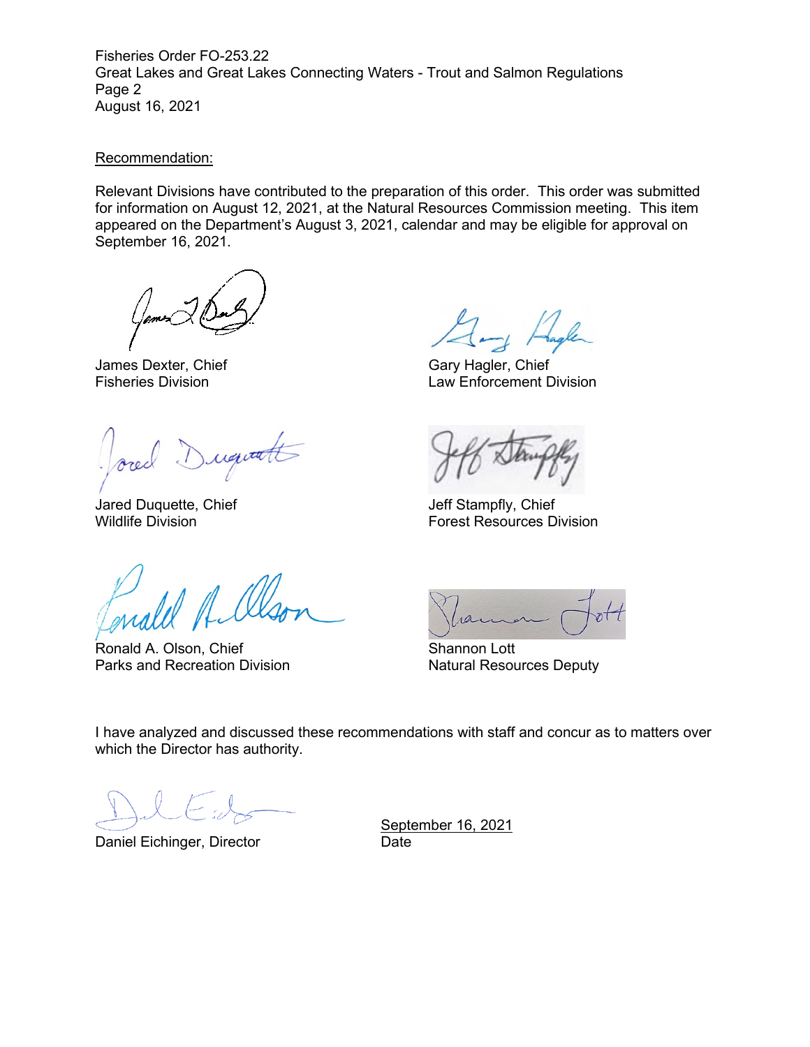Recommendation:

Relevant Divisions have contributed to the preparation of this order. This order was submitted for information on August 12, 2021, at the Natural Resources Commission meeting. This item appeared on the Department's August 3, 2021, calendar and may be eligible for approval on September 16, 2021.

James Dexter, Chief
Fisheries Division

Gary Hagler, Chief
Law Enforcement Division

Jared Duquette, Chief
Wildlife Division

Jeff Stampfly, Chief
Forest Resources Division

Ronald A. Olson, Chief
Parks and Recreation Division

Shannon Lott
Natural Resources Deputy

I have analyzed and discussed these recommendations with staff and concur as to matters over which the Director has authority.

Daniel Eichinger, Director

September 16, 2021
Date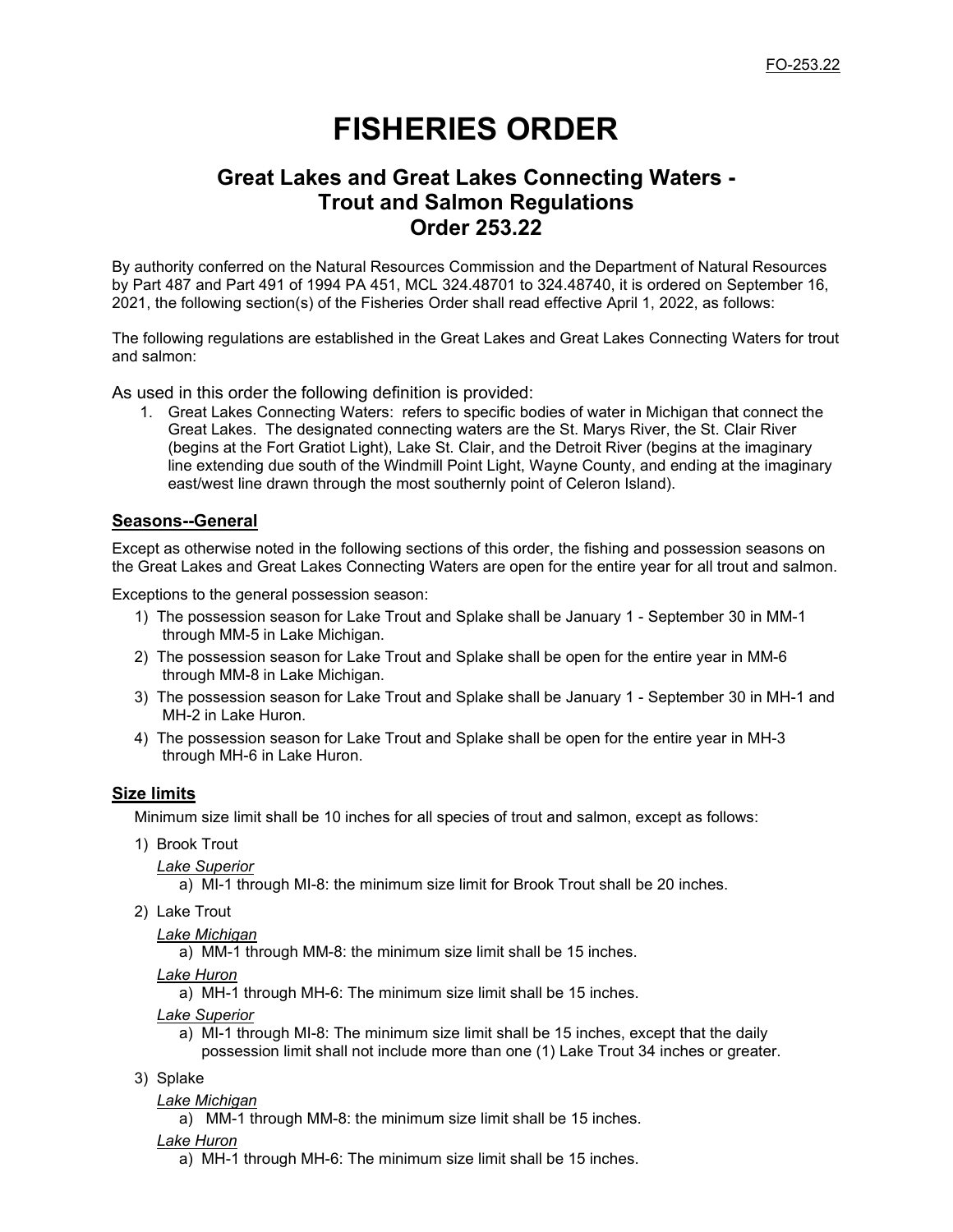FO-253.22

# FISHERIES ORDER

## Great Lakes and Great Lakes Connecting Waters - Trout and Salmon Regulations Order 253.22

By authority conferred on the Natural Resources Commission and the Department of Natural Resources by Part 487 and Part 491 of 1994 PA 451, MCL 324.48701 to 324.48740, it is ordered on September 16, 2021, the following section(s) of the Fisheries Order shall read effective April 1, 2022, as follows:

The following regulations are established in the Great Lakes and Great Lakes Connecting Waters for trout and salmon:

As used in this order the following definition is provided:

1. Great Lakes Connecting Waters: refers to specific bodies of water in Michigan that connect the Great Lakes. The designated connecting waters are the St. Marys River, the St. Clair River (begins at the Fort Gratiot Light), Lake St. Clair, and the Detroit River (begins at the imaginary line extending due south of the Windmill Point Light, Wayne County, and ending at the imaginary east/west line drawn through the most southernly point of Celeron Island).

### Seasons--General

Except as otherwise noted in the following sections of this order, the fishing and possession seasons on the Great Lakes and Great Lakes Connecting Waters are open for the entire year for all trout and salmon.

Exceptions to the general possession season:

1) The possession season for Lake Trout and Splake shall be January 1 - September 30 in MM-1 through MM-5 in Lake Michigan.
2) The possession season for Lake Trout and Splake shall be open for the entire year in MM-6 through MM-8 in Lake Michigan.
3) The possession season for Lake Trout and Splake shall be January 1 - September 30 in MH-1 and MH-2 in Lake Huron.
4) The possession season for Lake Trout and Splake shall be open for the entire year in MH-3 through MH-6 in Lake Huron.

### Size limits

Minimum size limit shall be 10 inches for all species of trout and salmon, except as follows:

1) Brook Trout

   *Lake Superior*

   a) MI-1 through MI-8: the minimum size limit for Brook Trout shall be 20 inches.

2) Lake Trout

   *Lake Michigan*

   a) MM-1 through MM-8: the minimum size limit shall be 15 inches.

   *Lake Huron*

   a) MH-1 through MH-6: The minimum size limit shall be 15 inches.

   *Lake Superior*

   a) MI-1 through MI-8: The minimum size limit shall be 15 inches, except that the daily possession limit shall not include more than one (1) Lake Trout 34 inches or greater.

3) Splake

   *Lake Michigan*

   a) MM-1 through MM-8: the minimum size limit shall be 15 inches.

   *Lake Huron*

   a) MH-1 through MH-6: The minimum size limit shall be 15 inches.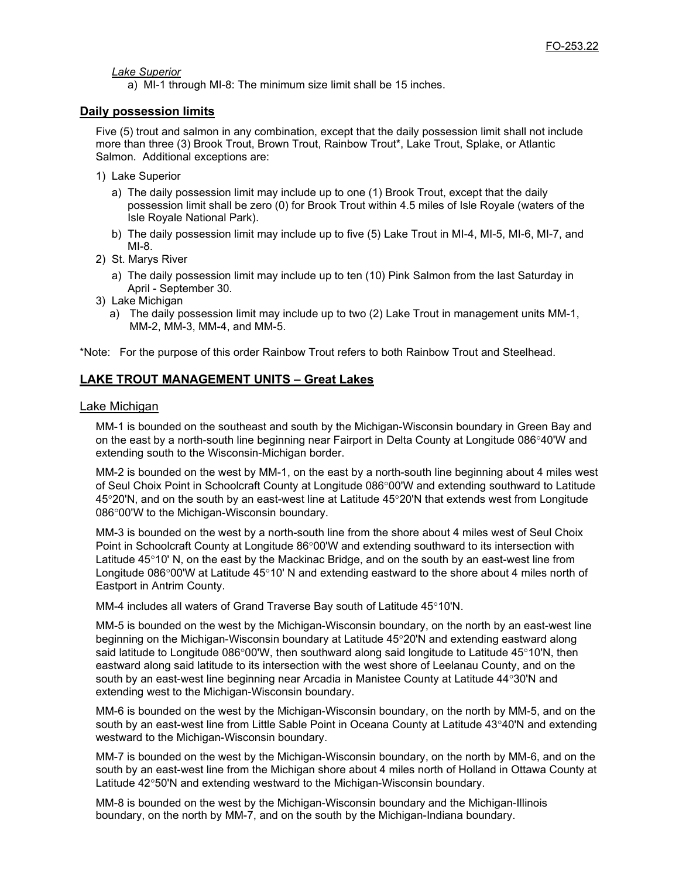*Lake Superior*

a) MI-1 through MI-8: The minimum size limit shall be 15 inches.

## Daily possession limits

Five (5) trout and salmon in any combination, except that the daily possession limit shall not include more than three (3) Brook Trout, Brown Trout, Rainbow Trout*, Lake Trout, Splake, or Atlantic Salmon. Additional exceptions are:

1) Lake Superior
   a) The daily possession limit may include up to one (1) Brook Trout, except that the daily possession limit shall be zero (0) for Brook Trout within 4.5 miles of Isle Royale (waters of the Isle Royale National Park).
   b) The daily possession limit may include up to five (5) Lake Trout in MI-4, MI-5, MI-6, MI-7, and MI-8.
2) St. Marys River
   a) The daily possession limit may include up to ten (10) Pink Salmon from the last Saturday in April - September 30.
3) Lake Michigan
   a) The daily possession limit may include up to two (2) Lake Trout in management units MM-1, MM-2, MM-3, MM-4, and MM-5.

*Note: For the purpose of this order Rainbow Trout refers to both Rainbow Trout and Steelhead.

## LAKE TROUT MANAGEMENT UNITS – Great Lakes

### Lake Michigan

MM-1 is bounded on the southeast and south by the Michigan-Wisconsin boundary in Green Bay and on the east by a north-south line beginning near Fairport in Delta County at Longitude 086°40'W and extending south to the Wisconsin-Michigan border.

MM-2 is bounded on the west by MM-1, on the east by a north-south line beginning about 4 miles west of Seul Choix Point in Schoolcraft County at Longitude 086°00'W and extending southward to Latitude 45°20'N, and on the south by an east-west line at Latitude 45°20'N that extends west from Longitude 086°00'W to the Michigan-Wisconsin boundary.

MM-3 is bounded on the west by a north-south line from the shore about 4 miles west of Seul Choix Point in Schoolcraft County at Longitude 86°00'W and extending southward to its intersection with Latitude 45°10' N, on the east by the Mackinac Bridge, and on the south by an east-west line from Longitude 086°00'W at Latitude 45°10' N and extending eastward to the shore about 4 miles north of Eastport in Antrim County.

MM-4 includes all waters of Grand Traverse Bay south of Latitude 45°10'N.

MM-5 is bounded on the west by the Michigan-Wisconsin boundary, on the north by an east-west line beginning on the Michigan-Wisconsin boundary at Latitude 45°20'N and extending eastward along said latitude to Longitude 086°00'W, then southward along said longitude to Latitude 45°10'N, then eastward along said latitude to its intersection with the west shore of Leelanau County, and on the south by an east-west line beginning near Arcadia in Manistee County at Latitude 44°30'N and extending west to the Michigan-Wisconsin boundary.

MM-6 is bounded on the west by the Michigan-Wisconsin boundary, on the north by MM-5, and on the south by an east-west line from Little Sable Point in Oceana County at Latitude 43°40'N and extending westward to the Michigan-Wisconsin boundary.

MM-7 is bounded on the west by the Michigan-Wisconsin boundary, on the north by MM-6, and on the south by an east-west line from the Michigan shore about 4 miles north of Holland in Ottawa County at Latitude 42°50'N and extending westward to the Michigan-Wisconsin boundary.

MM-8 is bounded on the west by the Michigan-Wisconsin boundary and the Michigan-Illinois boundary, on the north by MM-7, and on the south by the Michigan-Indiana boundary.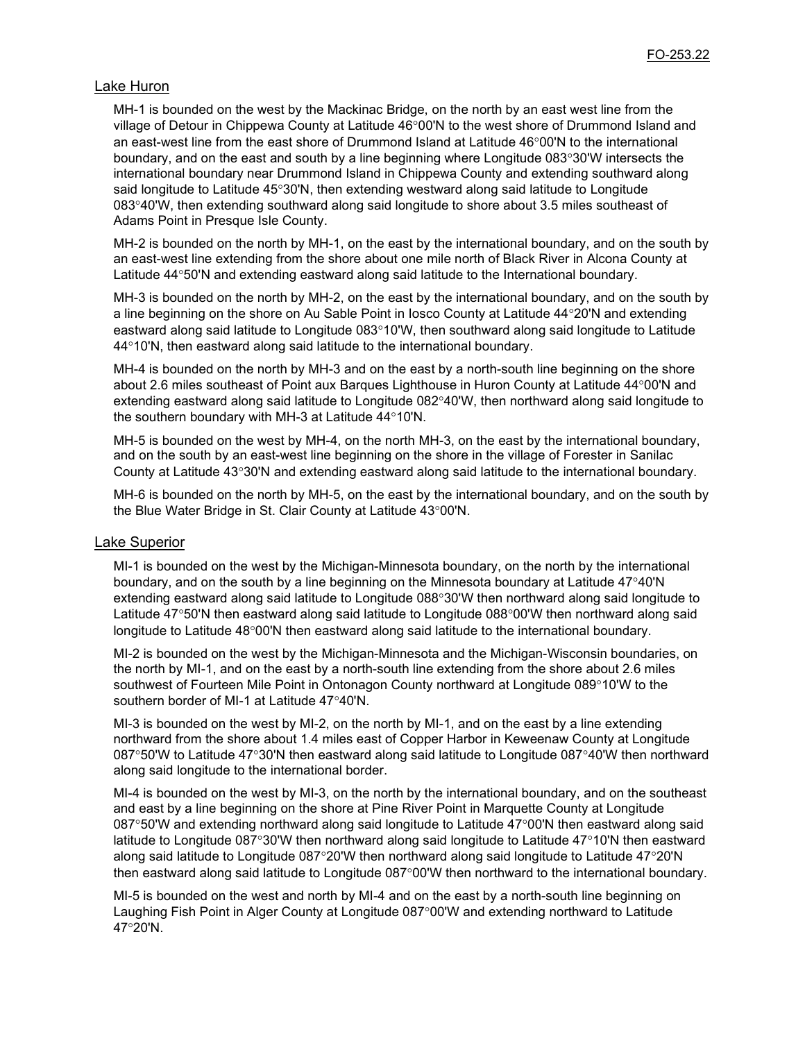## Lake Huron

MH-1 is bounded on the west by the Mackinac Bridge, on the north by an east west line from the village of Detour in Chippewa County at Latitude 46°00'N to the west shore of Drummond Island and an east-west line from the east shore of Drummond Island at Latitude 46°00'N to the international boundary, and on the east and south by a line beginning where Longitude 083°30'W intersects the international boundary near Drummond Island in Chippewa County and extending southward along said longitude to Latitude 45°30'N, then extending westward along said latitude to Longitude 083°40'W, then extending southward along said longitude to shore about 3.5 miles southeast of Adams Point in Presque Isle County.

MH-2 is bounded on the north by MH-1, on the east by the international boundary, and on the south by an east-west line extending from the shore about one mile north of Black River in Alcona County at Latitude 44°50'N and extending eastward along said latitude to the International boundary.

MH-3 is bounded on the north by MH-2, on the east by the international boundary, and on the south by a line beginning on the shore on Au Sable Point in Iosco County at Latitude 44°20'N and extending eastward along said latitude to Longitude 083°10'W, then southward along said longitude to Latitude 44°10'N, then eastward along said latitude to the international boundary.

MH-4 is bounded on the north by MH-3 and on the east by a north-south line beginning on the shore about 2.6 miles southeast of Point aux Barques Lighthouse in Huron County at Latitude 44°00'N and extending eastward along said latitude to Longitude 082°40'W, then northward along said longitude to the southern boundary with MH-3 at Latitude 44°10'N.

MH-5 is bounded on the west by MH-4, on the north MH-3, on the east by the international boundary, and on the south by an east-west line beginning on the shore in the village of Forester in Sanilac County at Latitude 43°30'N and extending eastward along said latitude to the international boundary.

MH-6 is bounded on the north by MH-5, on the east by the international boundary, and on the south by the Blue Water Bridge in St. Clair County at Latitude 43°00'N.

## Lake Superior

MI-1 is bounded on the west by the Michigan-Minnesota boundary, on the north by the international boundary, and on the south by a line beginning on the Minnesota boundary at Latitude 47°40'N extending eastward along said latitude to Longitude 088°30'W then northward along said longitude to Latitude 47°50'N then eastward along said latitude to Longitude 088°00'W then northward along said longitude to Latitude 48°00'N then eastward along said latitude to the international boundary.

MI-2 is bounded on the west by the Michigan-Minnesota and the Michigan-Wisconsin boundaries, on the north by MI-1, and on the east by a north-south line extending from the shore about 2.6 miles southwest of Fourteen Mile Point in Ontonagon County northward at Longitude 089°10'W to the southern border of MI-1 at Latitude 47°40'N.

MI-3 is bounded on the west by MI-2, on the north by MI-1, and on the east by a line extending northward from the shore about 1.4 miles east of Copper Harbor in Keweenaw County at Longitude 087°50'W to Latitude 47°30'N then eastward along said latitude to Longitude 087°40'W then northward along said longitude to the international border.

MI-4 is bounded on the west by MI-3, on the north by the international boundary, and on the southeast and east by a line beginning on the shore at Pine River Point in Marquette County at Longitude 087°50'W and extending northward along said longitude to Latitude 47°00'N then eastward along said latitude to Longitude 087°30'W then northward along said longitude to Latitude 47°10'N then eastward along said latitude to Longitude 087°20'W then northward along said longitude to Latitude 47°20'N then eastward along said latitude to Longitude 087°00'W then northward to the international boundary.

MI-5 is bounded on the west and north by MI-4 and on the east by a north-south line beginning on Laughing Fish Point in Alger County at Longitude 087°00'W and extending northward to Latitude 47°20'N.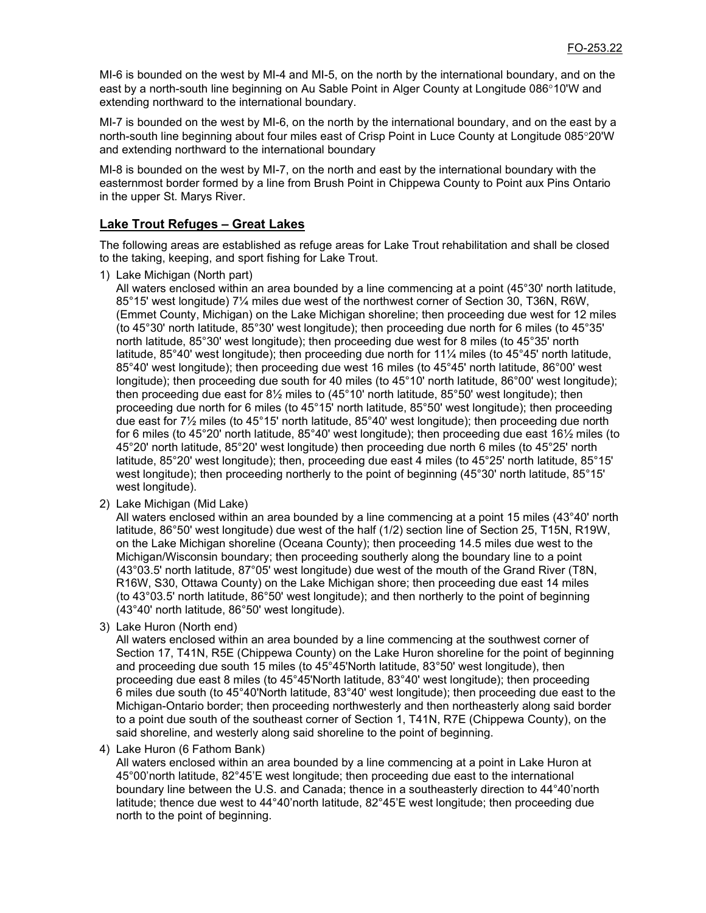MI-6 is bounded on the west by MI-4 and MI-5, on the north by the international boundary, and on the east by a north-south line beginning on Au Sable Point in Alger County at Longitude 086°10'W and extending northward to the international boundary.

MI-7 is bounded on the west by MI-6, on the north by the international boundary, and on the east by a north-south line beginning about four miles east of Crisp Point in Luce County at Longitude 085°20'W and extending northward to the international boundary

MI-8 is bounded on the west by MI-7, on the north and east by the international boundary with the easternmost border formed by a line from Brush Point in Chippewa County to Point aux Pins Ontario in the upper St. Marys River.

## Lake Trout Refuges – Great Lakes

The following areas are established as refuge areas for Lake Trout rehabilitation and shall be closed to the taking, keeping, and sport fishing for Lake Trout.

1) Lake Michigan (North part)
   All waters enclosed within an area bounded by a line commencing at a point (45°30' north latitude, 85°15' west longitude) 7¼ miles due west of the northwest corner of Section 30, T36N, R6W, (Emmet County, Michigan) on the Lake Michigan shoreline; then proceeding due west for 12 miles (to 45°30' north latitude, 85°30' west longitude); then proceeding due north for 6 miles (to 45°35' north latitude, 85°30' west longitude); then proceeding due west for 8 miles (to 45°35' north latitude, 85°40' west longitude); then proceeding due north for 11¼ miles (to 45°45' north latitude, 85°40' west longitude); then proceeding due west 16 miles (to 45°45' north latitude, 86°00' west longitude); then proceeding due south for 40 miles (to 45°10' north latitude, 86°00' west longitude); then proceeding due east for 8½ miles to (45°10' north latitude, 85°50' west longitude); then proceeding due north for 6 miles (to 45°15' north latitude, 85°50' west longitude); then proceeding due east for 7½ miles (to 45°15' north latitude, 85°40' west longitude); then proceeding due north for 6 miles (to 45°20' north latitude, 85°40' west longitude); then proceeding due east 16½ miles (to 45°20' north latitude, 85°20' west longitude) then proceeding due north 6 miles (to 45°25' north latitude, 85°20' west longitude); then, proceeding due east 4 miles (to 45°25' north latitude, 85°15' west longitude); then proceeding northerly to the point of beginning (45°30' north latitude, 85°15' west longitude).

2) Lake Michigan (Mid Lake)
   All waters enclosed within an area bounded by a line commencing at a point 15 miles (43°40' north latitude, 86°50' west longitude) due west of the half (1/2) section line of Section 25, T15N, R19W, on the Lake Michigan shoreline (Oceana County); then proceeding 14.5 miles due west to the Michigan/Wisconsin boundary; then proceeding southerly along the boundary line to a point (43°03.5' north latitude, 87°05' west longitude) due west of the mouth of the Grand River (T8N, R16W, S30, Ottawa County) on the Lake Michigan shore; then proceeding due east 14 miles (to 43°03.5' north latitude, 86°50' west longitude); and then northerly to the point of beginning (43°40' north latitude, 86°50' west longitude).

3) Lake Huron (North end)
   All waters enclosed within an area bounded by a line commencing at the southwest corner of Section 17, T41N, R5E (Chippewa County) on the Lake Huron shoreline for the point of beginning and proceeding due south 15 miles (to 45°45'North latitude, 83°50' west longitude), then proceeding due east 8 miles (to 45°45'North latitude, 83°40' west longitude); then proceeding 6 miles due south (to 45°40'North latitude, 83°40' west longitude); then proceeding due east to the Michigan-Ontario border; then proceeding northwesterly and then northeasterly along said border to a point due south of the southeast corner of Section 1, T41N, R7E (Chippewa County), on the said shoreline, and westerly along said shoreline to the point of beginning.

4) Lake Huron (6 Fathom Bank)
   All waters enclosed within an area bounded by a line commencing at a point in Lake Huron at 45°00'north latitude, 82°45'E west longitude; then proceeding due east to the international boundary line between the U.S. and Canada; thence in a southeasterly direction to 44°40'north latitude; thence due west to 44°40'north latitude, 82°45'E west longitude; then proceeding due north to the point of beginning.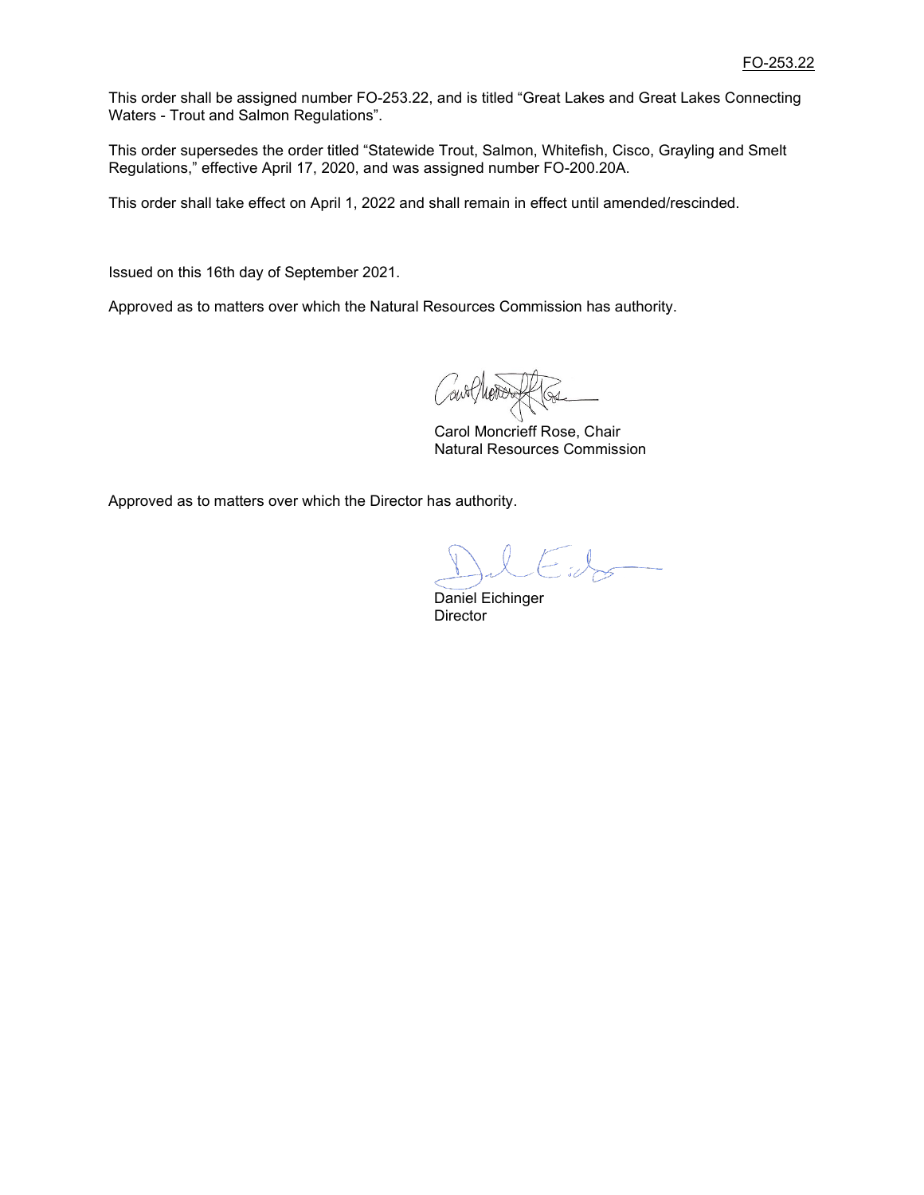This order shall be assigned number FO-253.22, and is titled "Great Lakes and Great Lakes Connecting Waters - Trout and Salmon Regulations".

This order supersedes the order titled "Statewide Trout, Salmon, Whitefish, Cisco, Grayling and Smelt Regulations," effective April 17, 2020, and was assigned number FO-200.20A.

This order shall take effect on April 1, 2022 and shall remain in effect until amended/rescinded.

Issued on this 16th day of September 2021.

Approved as to matters over which the Natural Resources Commission has authority.

Carol Moncrieff Rose, Chair
Natural Resources Commission

Approved as to matters over which the Director has authority.

Daniel Eichinger
Director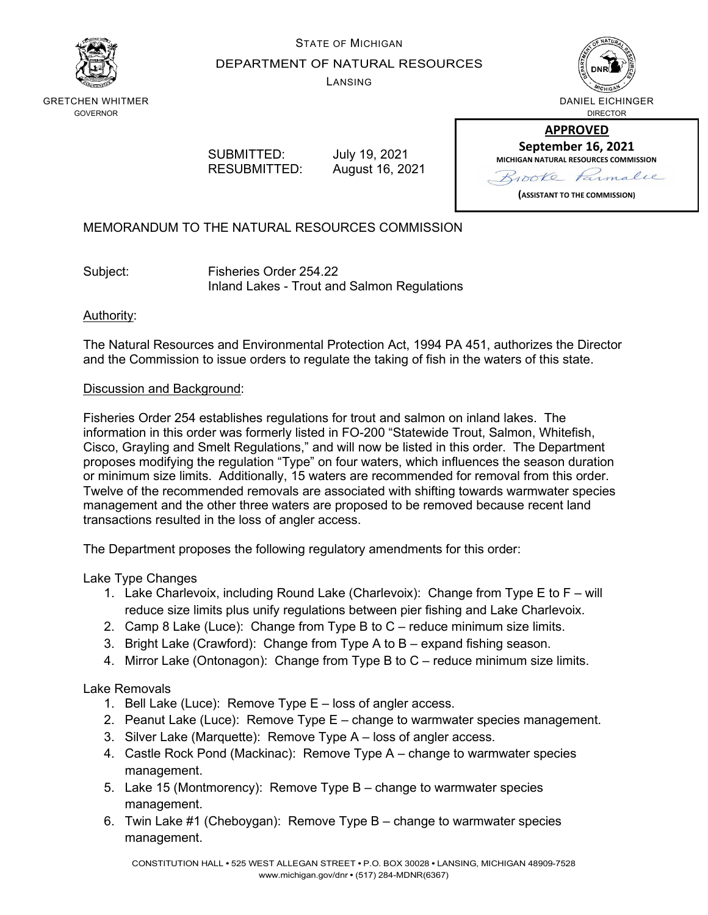STATE OF MICHIGAN

DEPARTMENT OF NATURAL RESOURCES

LANSING

GRETCHEN WHITMER
GOVERNOR

DANIEL EICHINGER
DIRECTOR

**APPROVED**
**September 16, 2021**
**MICHIGAN NATURAL RESOURCES COMMISSION**
Brooke Parmalee
**(ASSISTANT TO THE COMMISSION)**

SUBMITTED: July 19, 2021
RESUBMITTED: August 16, 2021

MEMORANDUM TO THE NATURAL RESOURCES COMMISSION

Subject: Fisheries Order 254.22
Inland Lakes - Trout and Salmon Regulations

Authority:

The Natural Resources and Environmental Protection Act, 1994 PA 451, authorizes the Director and the Commission to issue orders to regulate the taking of fish in the waters of this state.

Discussion and Background:

Fisheries Order 254 establishes regulations for trout and salmon on inland lakes. The information in this order was formerly listed in FO-200 "Statewide Trout, Salmon, Whitefish, Cisco, Grayling and Smelt Regulations," and will now be listed in this order. The Department proposes modifying the regulation "Type" on four waters, which influences the season duration or minimum size limits. Additionally, 15 waters are recommended for removal from this order. Twelve of the recommended removals are associated with shifting towards warmwater species management and the other three waters are proposed to be removed because recent land transactions resulted in the loss of angler access.

The Department proposes the following regulatory amendments for this order:

Lake Type Changes

1. Lake Charlevoix, including Round Lake (Charlevoix): Change from Type E to F – will reduce size limits plus unify regulations between pier fishing and Lake Charlevoix.
2. Camp 8 Lake (Luce): Change from Type B to C – reduce minimum size limits.
3. Bright Lake (Crawford): Change from Type A to B – expand fishing season.
4. Mirror Lake (Ontonagon): Change from Type B to C – reduce minimum size limits.

Lake Removals

1. Bell Lake (Luce): Remove Type E – loss of angler access.
2. Peanut Lake (Luce): Remove Type E – change to warmwater species management.
3. Silver Lake (Marquette): Remove Type A – loss of angler access.
4. Castle Rock Pond (Mackinac): Remove Type A – change to warmwater species management.
5. Lake 15 (Montmorency): Remove Type B – change to warmwater species management.
6. Twin Lake #1 (Cheboygan): Remove Type B – change to warmwater species management.

CONSTITUTION HALL • 525 WEST ALLEGAN STREET • P.O. BOX 30028 • LANSING, MICHIGAN 48909-7528
www.michigan.gov/dnr • (517) 284-MDNR(6367)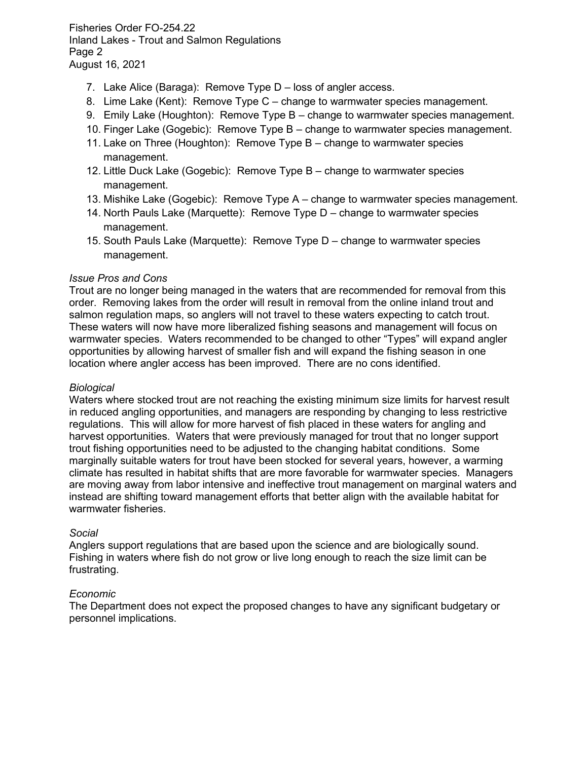7. Lake Alice (Baraga): Remove Type D – loss of angler access.
8. Lime Lake (Kent): Remove Type C – change to warmwater species management.
9. Emily Lake (Houghton): Remove Type B – change to warmwater species management.
10. Finger Lake (Gogebic): Remove Type B – change to warmwater species management.
11. Lake on Three (Houghton): Remove Type B – change to warmwater species management.
12. Little Duck Lake (Gogebic): Remove Type B – change to warmwater species management.
13. Mishike Lake (Gogebic): Remove Type A – change to warmwater species management.
14. North Pauls Lake (Marquette): Remove Type D – change to warmwater species management.
15. South Pauls Lake (Marquette): Remove Type D – change to warmwater species management.

*Issue Pros and Cons*

Trout are no longer being managed in the waters that are recommended for removal from this order. Removing lakes from the order will result in removal from the online inland trout and salmon regulation maps, so anglers will not travel to these waters expecting to catch trout. These waters will now have more liberalized fishing seasons and management will focus on warmwater species. Waters recommended to be changed to other "Types" will expand angler opportunities by allowing harvest of smaller fish and will expand the fishing season in one location where angler access has been improved. There are no cons identified.

*Biological*

Waters where stocked trout are not reaching the existing minimum size limits for harvest result in reduced angling opportunities, and managers are responding by changing to less restrictive regulations. This will allow for more harvest of fish placed in these waters for angling and harvest opportunities. Waters that were previously managed for trout that no longer support trout fishing opportunities need to be adjusted to the changing habitat conditions. Some marginally suitable waters for trout have been stocked for several years, however, a warming climate has resulted in habitat shifts that are more favorable for warmwater species. Managers are moving away from labor intensive and ineffective trout management on marginal waters and instead are shifting toward management efforts that better align with the available habitat for warmwater fisheries.

*Social*

Anglers support regulations that are based upon the science and are biologically sound. Fishing in waters where fish do not grow or live long enough to reach the size limit can be frustrating.

*Economic*

The Department does not expect the proposed changes to have any significant budgetary or personnel implications.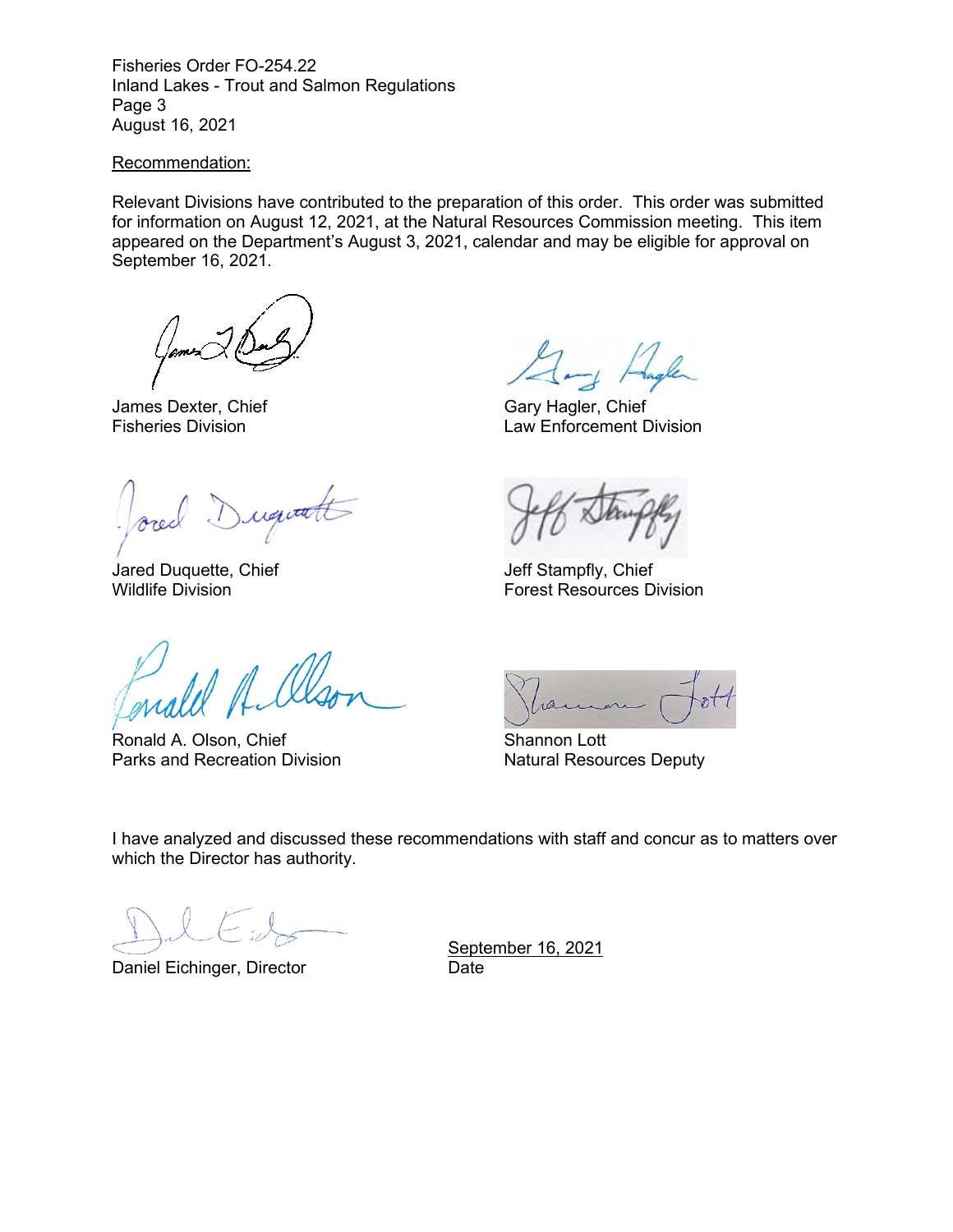Fisheries Order FO-254.22
Inland Lakes - Trout and Salmon Regulations
August 16, 2021

Recommendation:

Relevant Divisions have contributed to the preparation of this order. This order was submitted for information on August 12, 2021, at the Natural Resources Commission meeting. This item appeared on the Department's August 3, 2021, calendar and may be eligible for approval on September 16, 2021.

James Dexter, Chief
Fisheries Division

Gary Hagler, Chief
Law Enforcement Division

Jared Duquette, Chief
Wildlife Division

Jeff Stampfly, Chief
Forest Resources Division

Ronald A. Olson, Chief
Parks and Recreation Division

Shannon Lott
Natural Resources Deputy

I have analyzed and discussed these recommendations with staff and concur as to matters over which the Director has authority.

Daniel Eichinger, Director

September 16, 2021
Date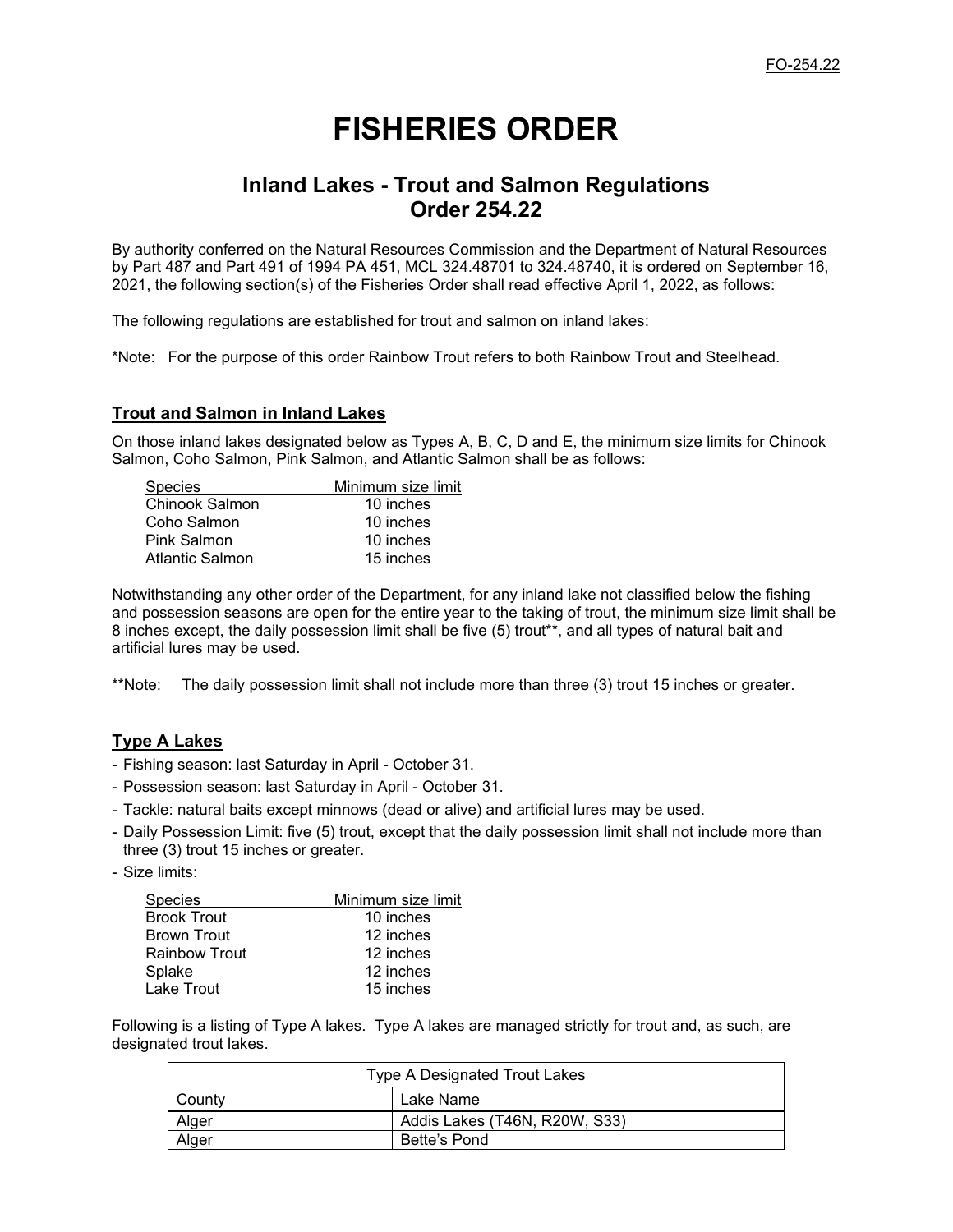FO-254.22

# FISHERIES ORDER

## Inland Lakes - Trout and Salmon Regulations
## Order 254.22

By authority conferred on the Natural Resources Commission and the Department of Natural Resources by Part 487 and Part 491 of 1994 PA 451, MCL 324.48701 to 324.48740, it is ordered on September 16, 2021, the following section(s) of the Fisheries Order shall read effective April 1, 2022, as follows:

The following regulations are established for trout and salmon on inland lakes:

*Note: For the purpose of this order Rainbow Trout refers to both Rainbow Trout and Steelhead.

### Trout and Salmon in Inland Lakes

On those inland lakes designated below as Types A, B, C, D and E, the minimum size limits for Chinook Salmon, Coho Salmon, Pink Salmon, and Atlantic Salmon shall be as follows:

| Species | Minimum size limit |
|---|---|
| Chinook Salmon | 10 inches |
| Coho Salmon | 10 inches |
| Pink Salmon | 10 inches |
| Atlantic Salmon | 15 inches |

Notwithstanding any other order of the Department, for any inland lake not classified below the fishing and possession seasons are open for the entire year to the taking of trout, the minimum size limit shall be 8 inches except, the daily possession limit shall be five (5) trout**, and all types of natural bait and artificial lures may be used.

**Note: The daily possession limit shall not include more than three (3) trout 15 inches or greater.

### Type A Lakes

- Fishing season: last Saturday in April - October 31.
- Possession season: last Saturday in April - October 31.
- Tackle: natural baits except minnows (dead or alive) and artificial lures may be used.
- Daily Possession Limit: five (5) trout, except that the daily possession limit shall not include more than three (3) trout 15 inches or greater.
- Size limits:

| Species | Minimum size limit |
|---|---|
| Brook Trout | 10 inches |
| Brown Trout | 12 inches |
| Rainbow Trout | 12 inches |
| Splake | 12 inches |
| Lake Trout | 15 inches |

Following is a listing of Type A lakes. Type A lakes are managed strictly for trout and, as such, are designated trout lakes.

| Type A Designated Trout Lakes | |
|---|---|
| County | Lake Name |
| Alger | Addis Lakes (T46N, R20W, S33) |
| Alger | Bette's Pond |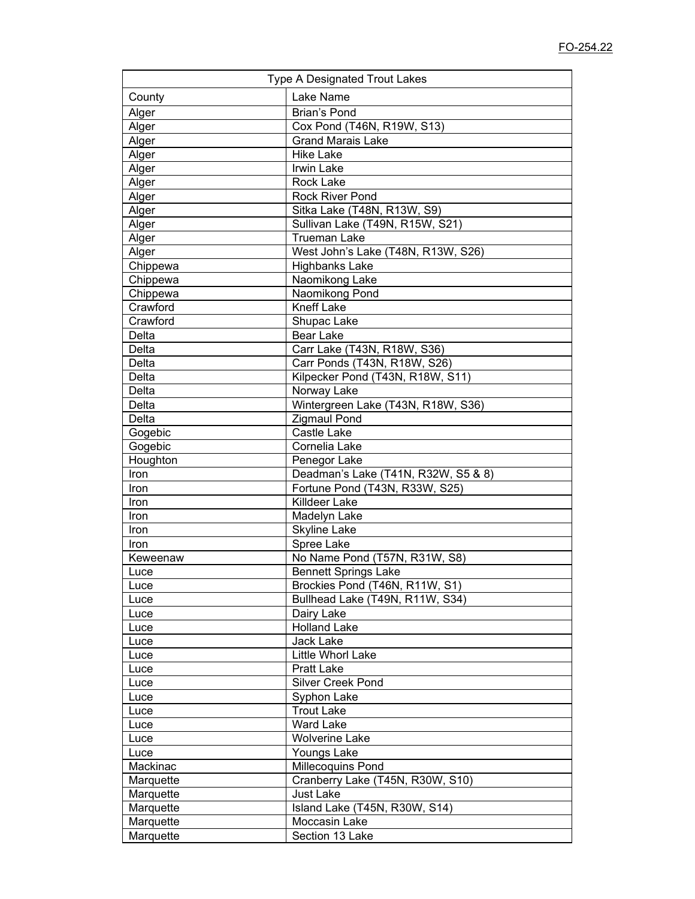| Type A Designated Trout Lakes | |
|---|---|
| County | Lake Name |
| Alger | Brian's Pond |
| Alger | Cox Pond (T46N, R19W, S13) |
| Alger | Grand Marais Lake |
| Alger | Hike Lake |
| Alger | Irwin Lake |
| Alger | Rock Lake |
| Alger | Rock River Pond |
| Alger | Sitka Lake (T48N, R13W, S9) |
| Alger | Sullivan Lake (T49N, R15W, S21) |
| Alger | Trueman Lake |
| Alger | West John's Lake (T48N, R13W, S26) |
| Chippewa | Highbanks Lake |
| Chippewa | Naomikong Lake |
| Chippewa | Naomikong Pond |
| Crawford | Kneff Lake |
| Crawford | Shupac Lake |
| Delta | Bear Lake |
| Delta | Carr Lake (T43N, R18W, S36) |
| Delta | Carr Ponds (T43N, R18W, S26) |
| Delta | Kilpecker Pond (T43N, R18W, S11) |
| Delta | Norway Lake |
| Delta | Wintergreen Lake (T43N, R18W, S36) |
| Delta | Zigmaul Pond |
| Gogebic | Castle Lake |
| Gogebic | Cornelia Lake |
| Houghton | Penegor Lake |
| Iron | Deadman's Lake (T41N, R32W, S5 & 8) |
| Iron | Fortune Pond (T43N, R33W, S25) |
| Iron | Killdeer Lake |
| Iron | Madelyn Lake |
| Iron | Skyline Lake |
| Iron | Spree Lake |
| Keweenaw | No Name Pond (T57N, R31W, S8) |
| Luce | Bennett Springs Lake |
| Luce | Brockies Pond (T46N, R11W, S1) |
| Luce | Bullhead Lake (T49N, R11W, S34) |
| Luce | Dairy Lake |
| Luce | Holland Lake |
| Luce | Jack Lake |
| Luce | Little Whorl Lake |
| Luce | Pratt Lake |
| Luce | Silver Creek Pond |
| Luce | Syphon Lake |
| Luce | Trout Lake |
| Luce | Ward Lake |
| Luce | Wolverine Lake |
| Luce | Youngs Lake |
| Mackinac | Millecoquins Pond |
| Marquette | Cranberry Lake (T45N, R30W, S10) |
| Marquette | Just Lake |
| Marquette | Island Lake (T45N, R30W, S14) |
| Marquette | Moccasin Lake |
| Marquette | Section 13 Lake |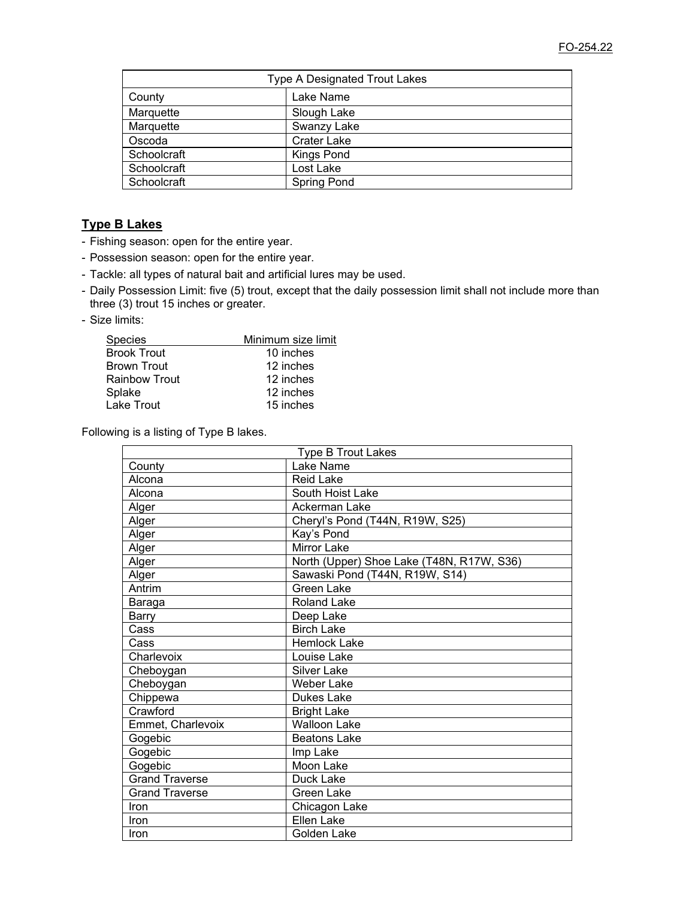| Type A Designated Trout Lakes | |
|---|---|
| County | Lake Name |
| Marquette | Slough Lake |
| Marquette | Swanzy Lake |
| Oscoda | Crater Lake |
| Schoolcraft | Kings Pond |
| Schoolcraft | Lost Lake |
| Schoolcraft | Spring Pond |

## Type B Lakes

- Fishing season: open for the entire year.
- Possession season: open for the entire year.
- Tackle: all types of natural bait and artificial lures may be used.
- Daily Possession Limit: five (5) trout, except that the daily possession limit shall not include more than three (3) trout 15 inches or greater.
- Size limits:

| Species | Minimum size limit |
|---|---|
| Brook Trout | 10 inches |
| Brown Trout | 12 inches |
| Rainbow Trout | 12 inches |
| Splake | 12 inches |
| Lake Trout | 15 inches |

Following is a listing of Type B lakes.

| Type B Trout Lakes | |
|---|---|
| County | Lake Name |
| Alcona | Reid Lake |
| Alcona | South Hoist Lake |
| Alger | Ackerman Lake |
| Alger | Cheryl's Pond (T44N, R19W, S25) |
| Alger | Kay's Pond |
| Alger | Mirror Lake |
| Alger | North (Upper) Shoe Lake (T48N, R17W, S36) |
| Alger | Sawaski Pond (T44N, R19W, S14) |
| Antrim | Green Lake |
| Baraga | Roland Lake |
| Barry | Deep Lake |
| Cass | Birch Lake |
| Cass | Hemlock Lake |
| Charlevoix | Louise Lake |
| Cheboygan | Silver Lake |
| Cheboygan | Weber Lake |
| Chippewa | Dukes Lake |
| Crawford | Bright Lake |
| Emmet, Charlevoix | Walloon Lake |
| Gogebic | Beatons Lake |
| Gogebic | Imp Lake |
| Gogebic | Moon Lake |
| Grand Traverse | Duck Lake |
| Grand Traverse | Green Lake |
| Iron | Chicagon Lake |
| Iron | Ellen Lake |
| Iron | Golden Lake |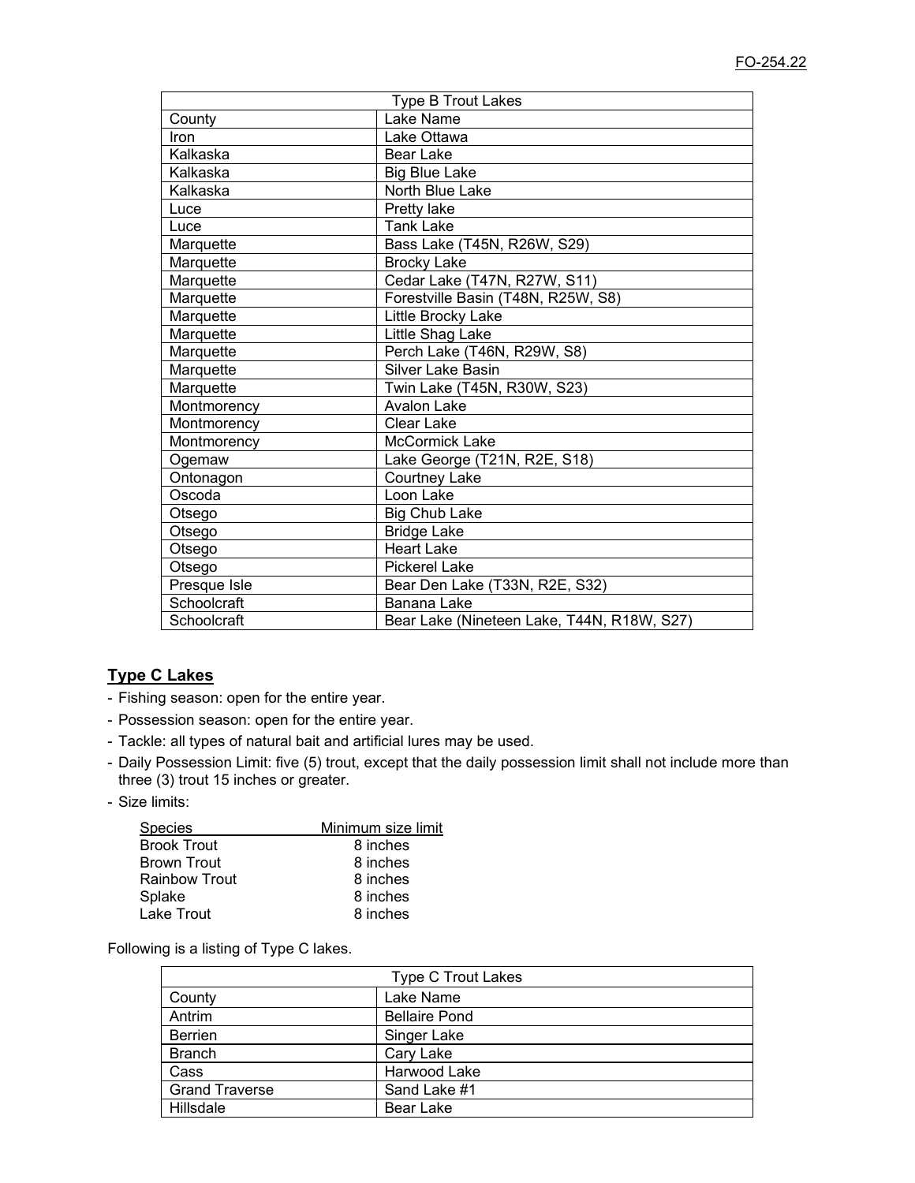| Type B Trout Lakes | |
|---|---|
| County | Lake Name |
| Iron | Lake Ottawa |
| Kalkaska | Bear Lake |
| Kalkaska | Big Blue Lake |
| Kalkaska | North Blue Lake |
| Luce | Pretty lake |
| Luce | Tank Lake |
| Marquette | Bass Lake (T45N, R26W, S29) |
| Marquette | Brocky Lake |
| Marquette | Cedar Lake (T47N, R27W, S11) |
| Marquette | Forestville Basin (T48N, R25W, S8) |
| Marquette | Little Brocky Lake |
| Marquette | Little Shag Lake |
| Marquette | Perch Lake (T46N, R29W, S8) |
| Marquette | Silver Lake Basin |
| Marquette | Twin Lake (T45N, R30W, S23) |
| Montmorency | Avalon Lake |
| Montmorency | Clear Lake |
| Montmorency | McCormick Lake |
| Ogemaw | Lake George (T21N, R2E, S18) |
| Ontonagon | Courtney Lake |
| Oscoda | Loon Lake |
| Otsego | Big Chub Lake |
| Otsego | Bridge Lake |
| Otsego | Heart Lake |
| Otsego | Pickerel Lake |
| Presque Isle | Bear Den Lake (T33N, R2E, S32) |
| Schoolcraft | Banana Lake |
| Schoolcraft | Bear Lake (Nineteen Lake, T44N, R18W, S27) |

## Type C Lakes

- Fishing season: open for the entire year.
- Possession season: open for the entire year.
- Tackle: all types of natural bait and artificial lures may be used.
- Daily Possession Limit: five (5) trout, except that the daily possession limit shall not include more than three (3) trout 15 inches or greater.
- Size limits:

| Species | Minimum size limit |
|---|---|
| Brook Trout | 8 inches |
| Brown Trout | 8 inches |
| Rainbow Trout | 8 inches |
| Splake | 8 inches |
| Lake Trout | 8 inches |

Following is a listing of Type C lakes.

| Type C Trout Lakes | |
|---|---|
| County | Lake Name |
| Antrim | Bellaire Pond |
| Berrien | Singer Lake |
| Branch | Cary Lake |
| Cass | Harwood Lake |
| Grand Traverse | Sand Lake #1 |
| Hillsdale | Bear Lake |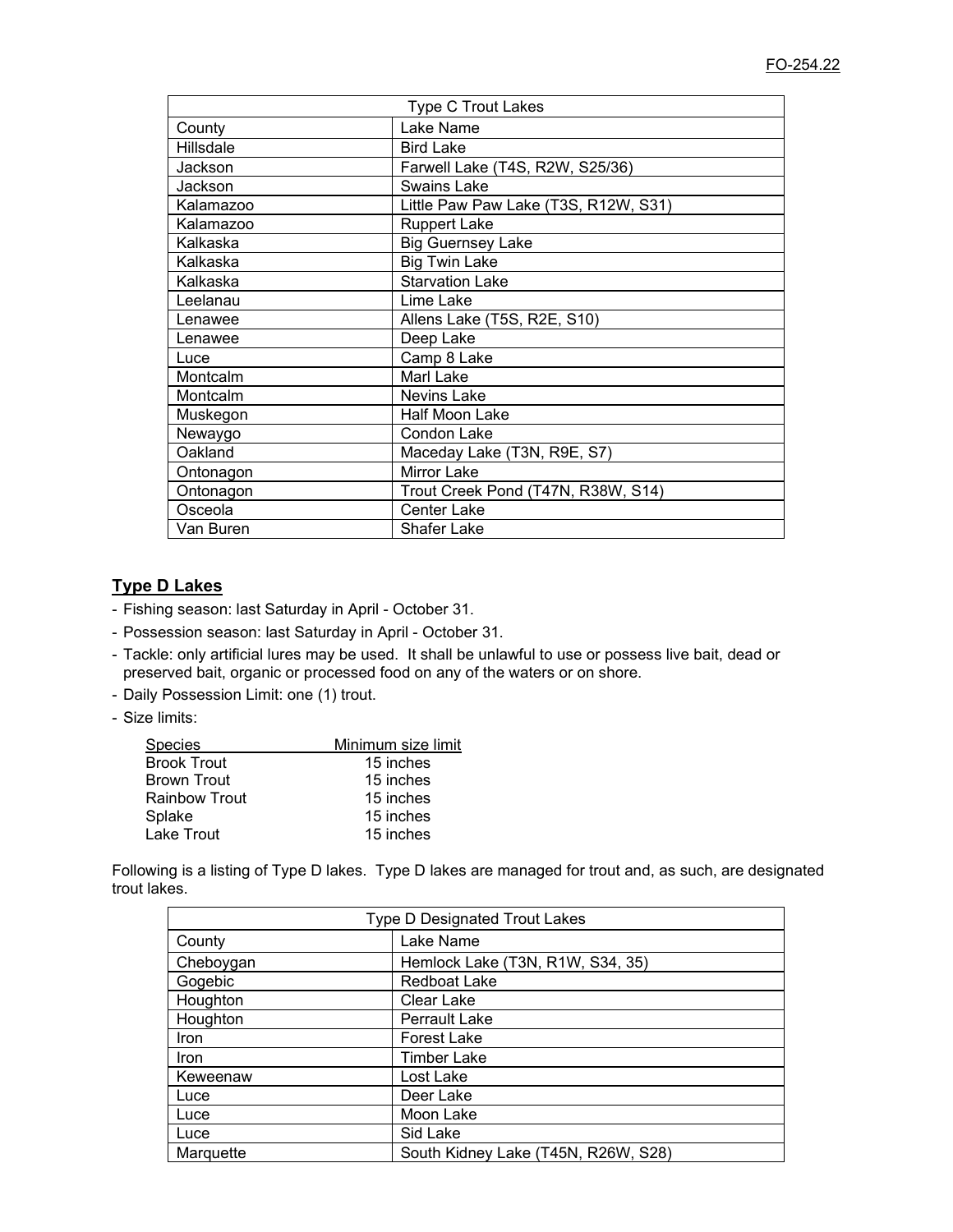| Type C Trout Lakes | |
|---|---|
| County | Lake Name |
| Hillsdale | Bird Lake |
| Jackson | Farwell Lake (T4S, R2W, S25/36) |
| Jackson | Swains Lake |
| Kalamazoo | Little Paw Paw Lake (T3S, R12W, S31) |
| Kalamazoo | Ruppert Lake |
| Kalkaska | Big Guernsey Lake |
| Kalkaska | Big Twin Lake |
| Kalkaska | Starvation Lake |
| Leelanau | Lime Lake |
| Lenawee | Allens Lake (T5S, R2E, S10) |
| Lenawee | Deep Lake |
| Luce | Camp 8 Lake |
| Montcalm | Marl Lake |
| Montcalm | Nevins Lake |
| Muskegon | Half Moon Lake |
| Newaygo | Condon Lake |
| Oakland | Maceday Lake (T3N, R9E, S7) |
| Ontonagon | Mirror Lake |
| Ontonagon | Trout Creek Pond (T47N, R38W, S14) |
| Osceola | Center Lake |
| Van Buren | Shafer Lake |

## Type D Lakes

- Fishing season: last Saturday in April - October 31.
- Possession season: last Saturday in April - October 31.
- Tackle: only artificial lures may be used. It shall be unlawful to use or possess live bait, dead or preserved bait, organic or processed food on any of the waters or on shore.
- Daily Possession Limit: one (1) trout.
- Size limits:

| Species | Minimum size limit |
|---|---|
| Brook Trout | 15 inches |
| Brown Trout | 15 inches |
| Rainbow Trout | 15 inches |
| Splake | 15 inches |
| Lake Trout | 15 inches |

Following is a listing of Type D lakes. Type D lakes are managed for trout and, as such, are designated trout lakes.

| Type D Designated Trout Lakes | |
|---|---|
| County | Lake Name |
| Cheboygan | Hemlock Lake (T3N, R1W, S34, 35) |
| Gogebic | Redboat Lake |
| Houghton | Clear Lake |
| Houghton | Perrault Lake |
| Iron | Forest Lake |
| Iron | Timber Lake |
| Keweenaw | Lost Lake |
| Luce | Deer Lake |
| Luce | Moon Lake |
| Luce | Sid Lake |
| Marquette | South Kidney Lake (T45N, R26W, S28) |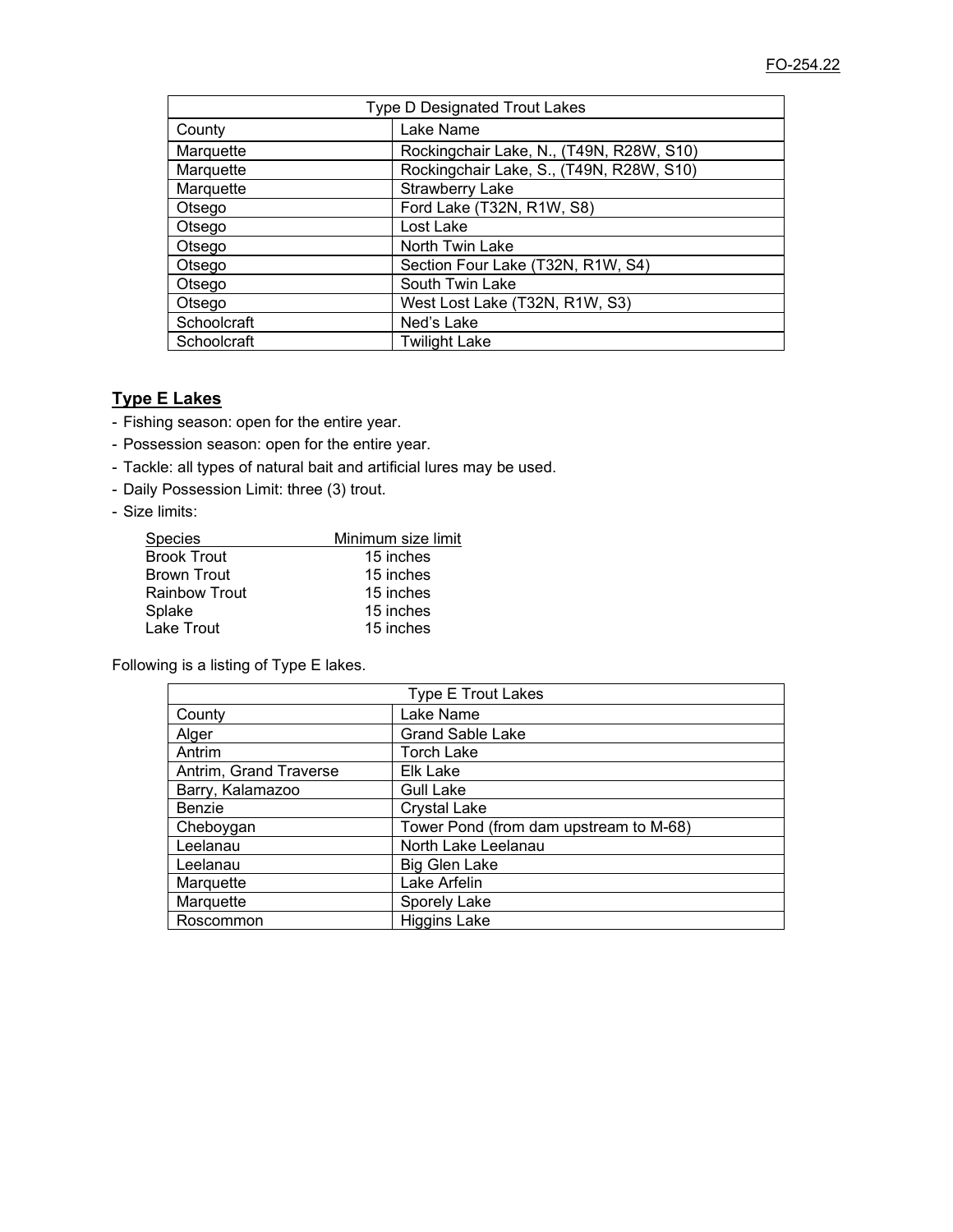| Type D Designated Trout Lakes | |
|---|---|
| County | Lake Name |
| Marquette | Rockingchair Lake, N., (T49N, R28W, S10) |
| Marquette | Rockingchair Lake, S., (T49N, R28W, S10) |
| Marquette | Strawberry Lake |
| Otsego | Ford Lake (T32N, R1W, S8) |
| Otsego | Lost Lake |
| Otsego | North Twin Lake |
| Otsego | Section Four Lake (T32N, R1W, S4) |
| Otsego | South Twin Lake |
| Otsego | West Lost Lake (T32N, R1W, S3) |
| Schoolcraft | Ned's Lake |
| Schoolcraft | Twilight Lake |

## Type E Lakes

- Fishing season: open for the entire year.
- Possession season: open for the entire year.
- Tackle: all types of natural bait and artificial lures may be used.
- Daily Possession Limit: three (3) trout.
- Size limits:

| Species | Minimum size limit |
|---|---|
| Brook Trout | 15 inches |
| Brown Trout | 15 inches |
| Rainbow Trout | 15 inches |
| Splake | 15 inches |
| Lake Trout | 15 inches |

Following is a listing of Type E lakes.

| Type E Trout Lakes | |
|---|---|
| County | Lake Name |
| Alger | Grand Sable Lake |
| Antrim | Torch Lake |
| Antrim, Grand Traverse | Elk Lake |
| Barry, Kalamazoo | Gull Lake |
| Benzie | Crystal Lake |
| Cheboygan | Tower Pond (from dam upstream to M-68) |
| Leelanau | North Lake Leelanau |
| Leelanau | Big Glen Lake |
| Marquette | Lake Arfelin |
| Marquette | Sporely Lake |
| Roscommon | Higgins Lake |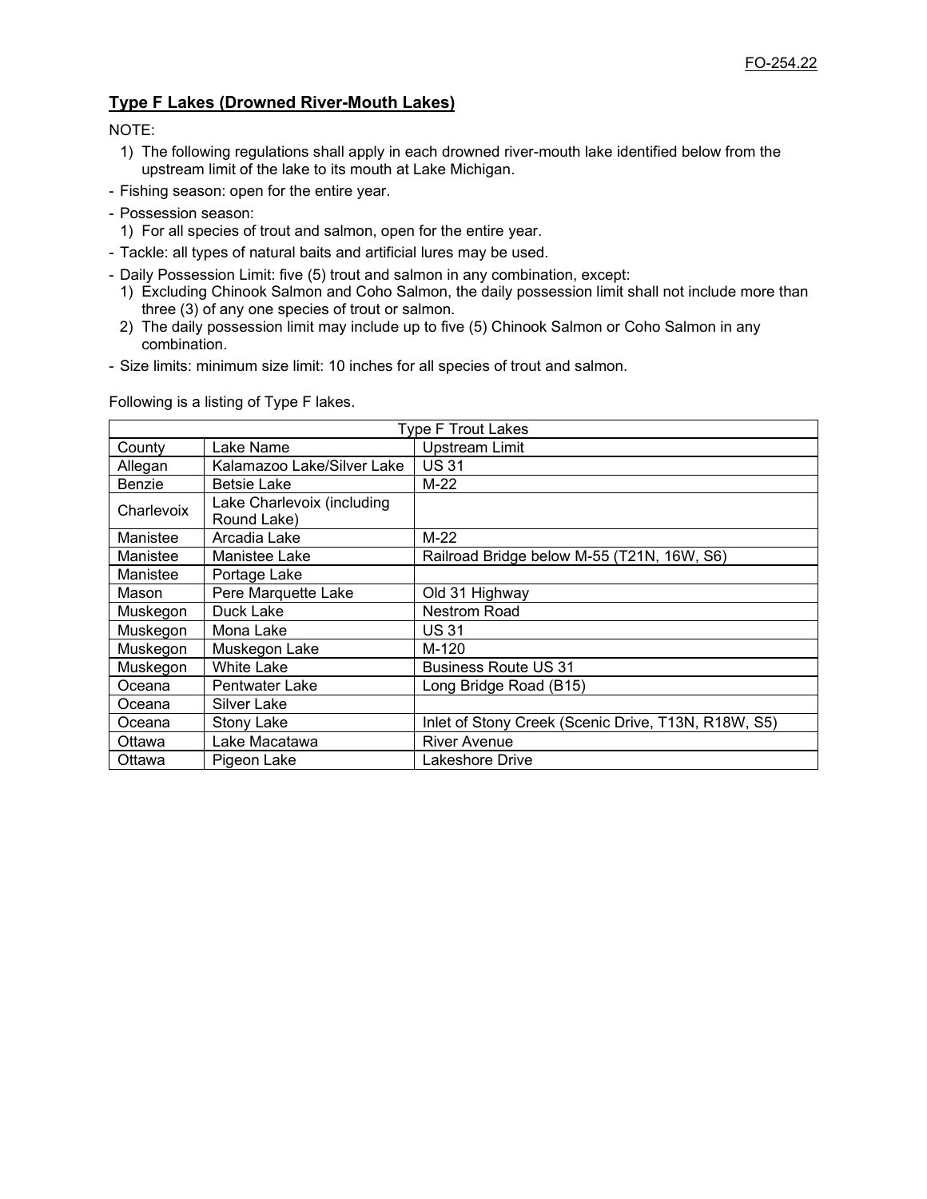## Type F Lakes (Drowned River-Mouth Lakes)

NOTE:

1) The following regulations shall apply in each drowned river-mouth lake identified below from the upstream limit of the lake to its mouth at Lake Michigan.

- Fishing season: open for the entire year.
- Possession season:
  1) For all species of trout and salmon, open for the entire year.
- Tackle: all types of natural baits and artificial lures may be used.
- Daily Possession Limit: five (5) trout and salmon in any combination, except:
  1) Excluding Chinook Salmon and Coho Salmon, the daily possession limit shall not include more than three (3) of any one species of trout or salmon.
  2) The daily possession limit may include up to five (5) Chinook Salmon or Coho Salmon in any combination.
- Size limits: minimum size limit: 10 inches for all species of trout and salmon.

Following is a listing of Type F lakes.

| Type F Trout Lakes | | |
|---|---|---|
| County | Lake Name | Upstream Limit |
| Allegan | Kalamazoo Lake/Silver Lake | US 31 |
| Benzie | Betsie Lake | M-22 |
| Charlevoix | Lake Charlevoix (including Round Lake) | |
| Manistee | Arcadia Lake | M-22 |
| Manistee | Manistee Lake | Railroad Bridge below M-55 (T21N, 16W, S6) |
| Manistee | Portage Lake | |
| Mason | Pere Marquette Lake | Old 31 Highway |
| Muskegon | Duck Lake | Nestrom Road |
| Muskegon | Mona Lake | US 31 |
| Muskegon | Muskegon Lake | M-120 |
| Muskegon | White Lake | Business Route US 31 |
| Oceana | Pentwater Lake | Long Bridge Road (B15) |
| Oceana | Silver Lake | |
| Oceana | Stony Lake | Inlet of Stony Creek (Scenic Drive, T13N, R18W, S5) |
| Ottawa | Lake Macatawa | River Avenue |
| Ottawa | Pigeon Lake | Lakeshore Drive |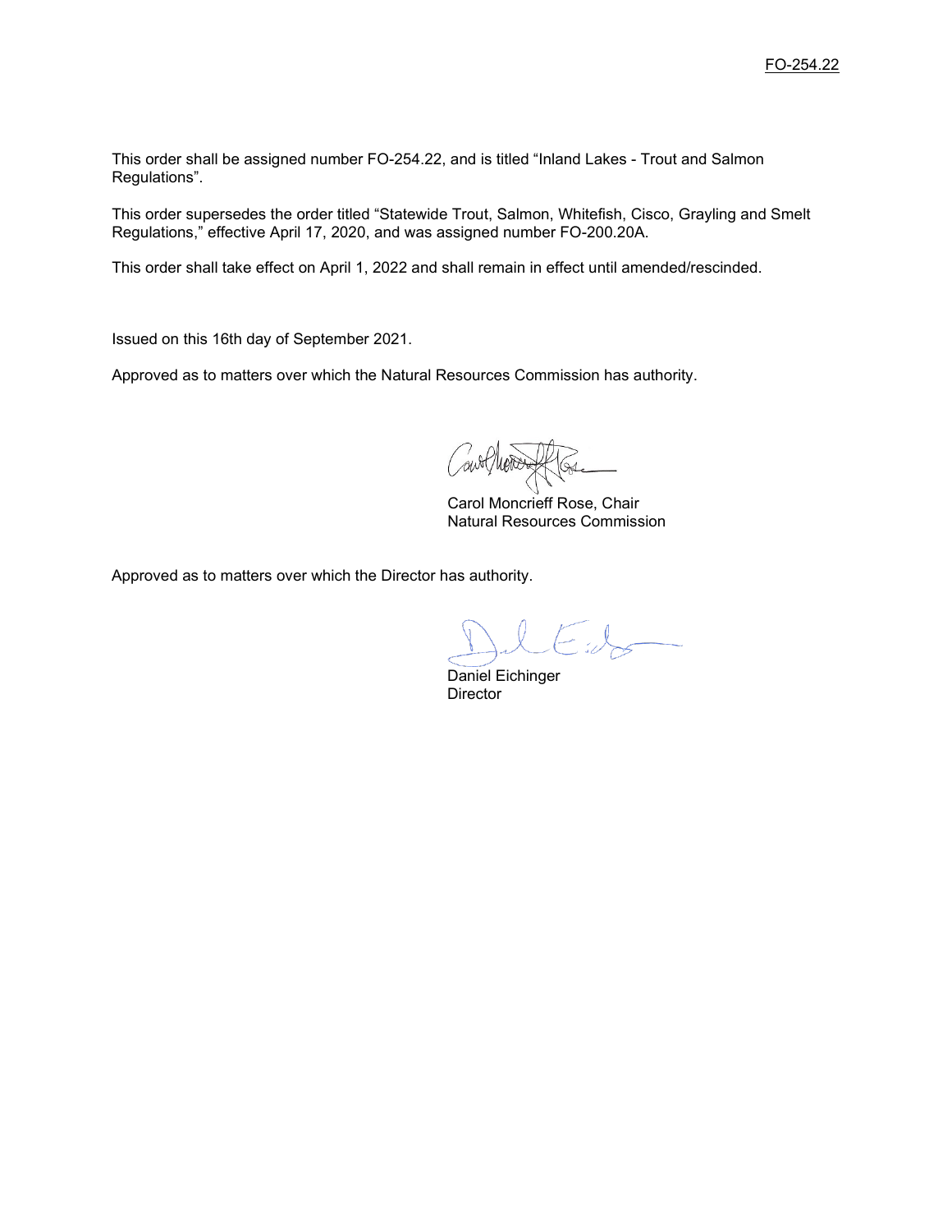This order shall be assigned number FO-254.22, and is titled “Inland Lakes - Trout and Salmon Regulations”.

This order supersedes the order titled “Statewide Trout, Salmon, Whitefish, Cisco, Grayling and Smelt Regulations,” effective April 17, 2020, and was assigned number FO-200.20A.

This order shall take effect on April 1, 2022 and shall remain in effect until amended/rescinded.

Issued on this 16th day of September 2021.

Approved as to matters over which the Natural Resources Commission has authority.

Carol Moncrieff Rose, Chair
Natural Resources Commission

Approved as to matters over which the Director has authority.

Daniel Eichinger
Director